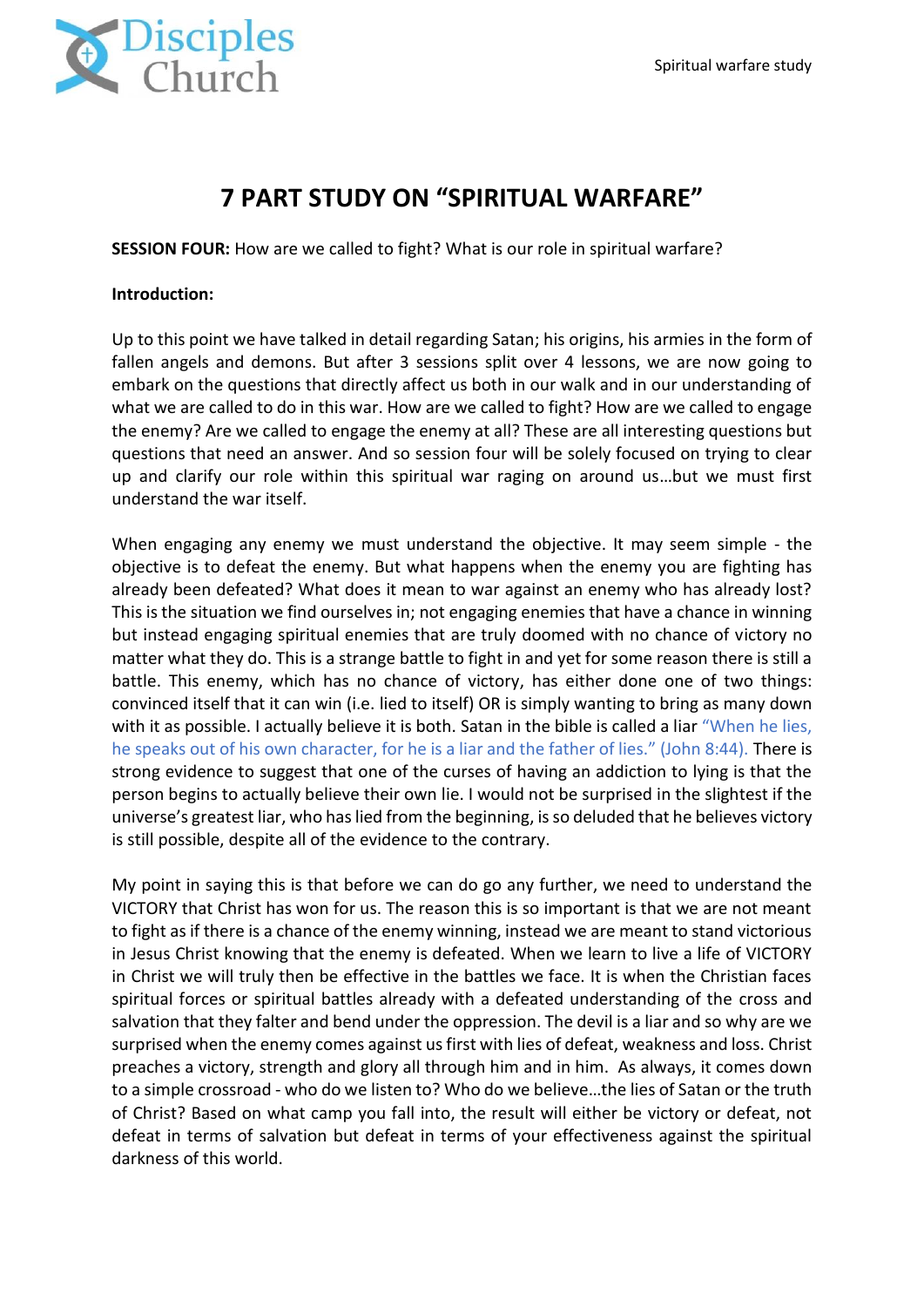# 7 PART STUDY ON "SPIRITUAL WARFARE"

**SESSION FOUR:** How are we called to fight? What is our role in spiritual warfare?

**Introduction:**

Up to this point we have talked in detail regarding Satan; his origins, his armies in the form of fallen angels and demons. But after 3 sessions split over 4 lessons, we are now going to embark on the questions that directly affect us both in our walk and in our understanding of what we are called to do in this war. How are we called to fight? How are we called to engage the enemy? Are we called to engage the enemy at all? These are all interesting questions but questions that need an answer. And so session four will be solely focused on trying to clear up and clarify our role within this spiritual war raging on around us…but we must first understand the war itself.

When engaging any enemy we must understand the objective. It may seem simple - the objective is to defeat the enemy. But what happens when the enemy you are fighting has already been defeated? What does it mean to war against an enemy who has already lost? This is the situation we find ourselves in; not engaging enemies that have a chance in winning but instead engaging spiritual enemies that are truly doomed with no chance of victory no matter what they do. This is a strange battle to fight in and yet for some reason there is still a battle. This enemy, which has no chance of victory, has either done one of two things: convinced itself that it can win (i.e. lied to itself) OR is simply wanting to bring as many down with it as possible. I actually believe it is both. Satan in the bible is called a liar "When he lies, he speaks out of his own character, for he is a liar and the father of lies." (John 8:44). There is strong evidence to suggest that one of the curses of having an addiction to lying is that the person begins to actually believe their own lie. I would not be surprised in the slightest if the universe's greatest liar, who has lied from the beginning, is so deluded that he believes victory is still possible, despite all of the evidence to the contrary.

My point in saying this is that before we can do go any further, we need to understand the VICTORY that Christ has won for us. The reason this is so important is that we are not meant to fight as if there is a chance of the enemy winning, instead we are meant to stand victorious in Jesus Christ knowing that the enemy is defeated. When we learn to live a life of VICTORY in Christ we will truly then be effective in the battles we face. It is when the Christian faces spiritual forces or spiritual battles already with a defeated understanding of the cross and salvation that they falter and bend under the oppression. The devil is a liar and so why are we surprised when the enemy comes against us first with lies of defeat, weakness and loss. Christ preaches a victory, strength and glory all through him and in him. As always, it comes down to a simple crossroad - who do we listen to? Who do we believe…the lies of Satan or the truth of Christ? Based on what camp you fall into, the result will either be victory or defeat, not defeat in terms of salvation but defeat in terms of your effectiveness against the spiritual darkness of this world.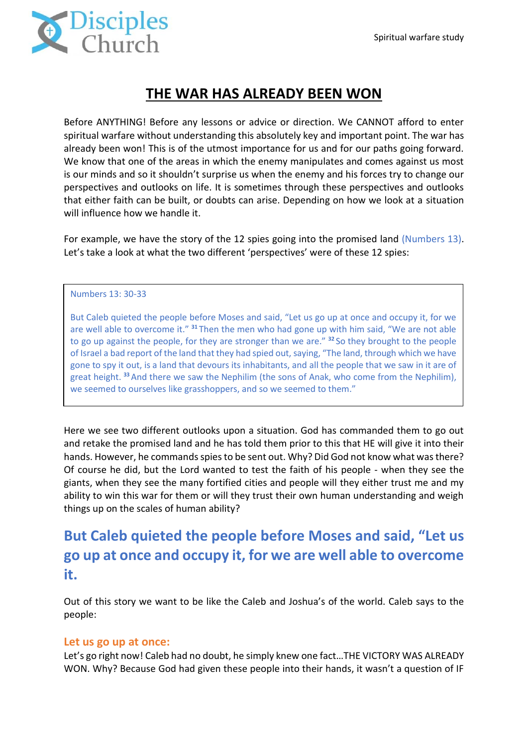# THE WAR HAS ALREADY BEEN WON

Before ANYTHING! Before any lessons or advice or direction. We CANNOT afford to enter spiritual warfare without understanding this absolutely key and important point. The war has already been won! This is of the utmost importance for us and for our paths going forward. We know that one of the areas in which the enemy manipulates and comes against us most is our minds and so it shouldn't surprise us when the enemy and his forces try to change our perspectives and outlooks on life. It is sometimes through these perspectives and outlooks that either faith can be built, or doubts can arise. Depending on how we look at a situation will influence how we handle it.

For example, we have the story of the 12 spies going into the promised land (Numbers 13). Let's take a look at what the two different 'perspectives' were of these 12 spies:

> Numbers 13: 30-33
>
> But Caleb quieted the people before Moses and said, "Let us go up at once and occupy it, for we are well able to overcome it." [31] Then the men who had gone up with him said, "We are not able to go up against the people, for they are stronger than we are." [32] So they brought to the people of Israel a bad report of the land that they had spied out, saying, "The land, through which we have gone to spy it out, is a land that devours its inhabitants, and all the people that we saw in it are of great height. [33] And there we saw the Nephilim (the sons of Anak, who come from the Nephilim), we seemed to ourselves like grasshoppers, and so we seemed to them."

Here we see two different outlooks upon a situation. God has commanded them to go out and retake the promised land and he has told them prior to this that HE will give it into their hands. However, he commands spies to be sent out. Why? Did God not know what was there? Of course he did, but the Lord wanted to test the faith of his people - when they see the giants, when they see the many fortified cities and people will they either trust me and my ability to win this war for them or will they trust their own human understanding and weigh things up on the scales of human ability?

## But Caleb quieted the people before Moses and said, "Let us go up at once and occupy it, for we are well able to overcome it.

Out of this story we want to be like the Caleb and Joshua's of the world. Caleb says to the people:

### Let us go up at once:

Let's go right now! Caleb had no doubt, he simply knew one fact…THE VICTORY WAS ALREADY WON. Why? Because God had given these people into their hands, it wasn't a question of IF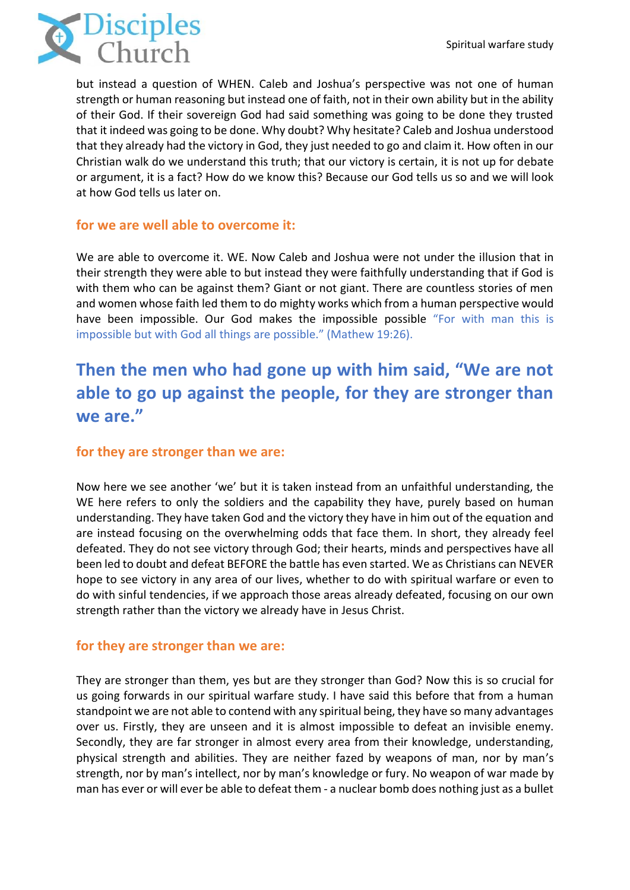but instead a question of WHEN. Caleb and Joshua's perspective was not one of human strength or human reasoning but instead one of faith, not in their own ability but in the ability of their God. If their sovereign God had said something was going to be done they trusted that it indeed was going to be done. Why doubt? Why hesitate? Caleb and Joshua understood that they already had the victory in God, they just needed to go and claim it. How often in our Christian walk do we understand this truth; that our victory is certain, it is not up for debate or argument, it is a fact? How do we know this? Because our God tells us so and we will look at how God tells us later on.

### for we are well able to overcome it:

We are able to overcome it. WE. Now Caleb and Joshua were not under the illusion that in their strength they were able to but instead they were faithfully understanding that if God is with them who can be against them? Giant or not giant. There are countless stories of men and women whose faith led them to do mighty works which from a human perspective would have been impossible. Our God makes the impossible possible "For with man this is impossible but with God all things are possible." (Mathew 19:26).

## Then the men who had gone up with him said, "We are not able to go up against the people, for they are stronger than we are."

### for they are stronger than we are:

Now here we see another 'we' but it is taken instead from an unfaithful understanding, the WE here refers to only the soldiers and the capability they have, purely based on human understanding. They have taken God and the victory they have in him out of the equation and are instead focusing on the overwhelming odds that face them. In short, they already feel defeated. They do not see victory through God; their hearts, minds and perspectives have all been led to doubt and defeat BEFORE the battle has even started. We as Christians can NEVER hope to see victory in any area of our lives, whether to do with spiritual warfare or even to do with sinful tendencies, if we approach those areas already defeated, focusing on our own strength rather than the victory we already have in Jesus Christ.

### for they are stronger than we are:

They are stronger than them, yes but are they stronger than God? Now this is so crucial for us going forwards in our spiritual warfare study. I have said this before that from a human standpoint we are not able to contend with any spiritual being, they have so many advantages over us. Firstly, they are unseen and it is almost impossible to defeat an invisible enemy. Secondly, they are far stronger in almost every area from their knowledge, understanding, physical strength and abilities. They are neither fazed by weapons of man, nor by man's strength, nor by man's intellect, nor by man's knowledge or fury. No weapon of war made by man has ever or will ever be able to defeat them - a nuclear bomb does nothing just as a bullet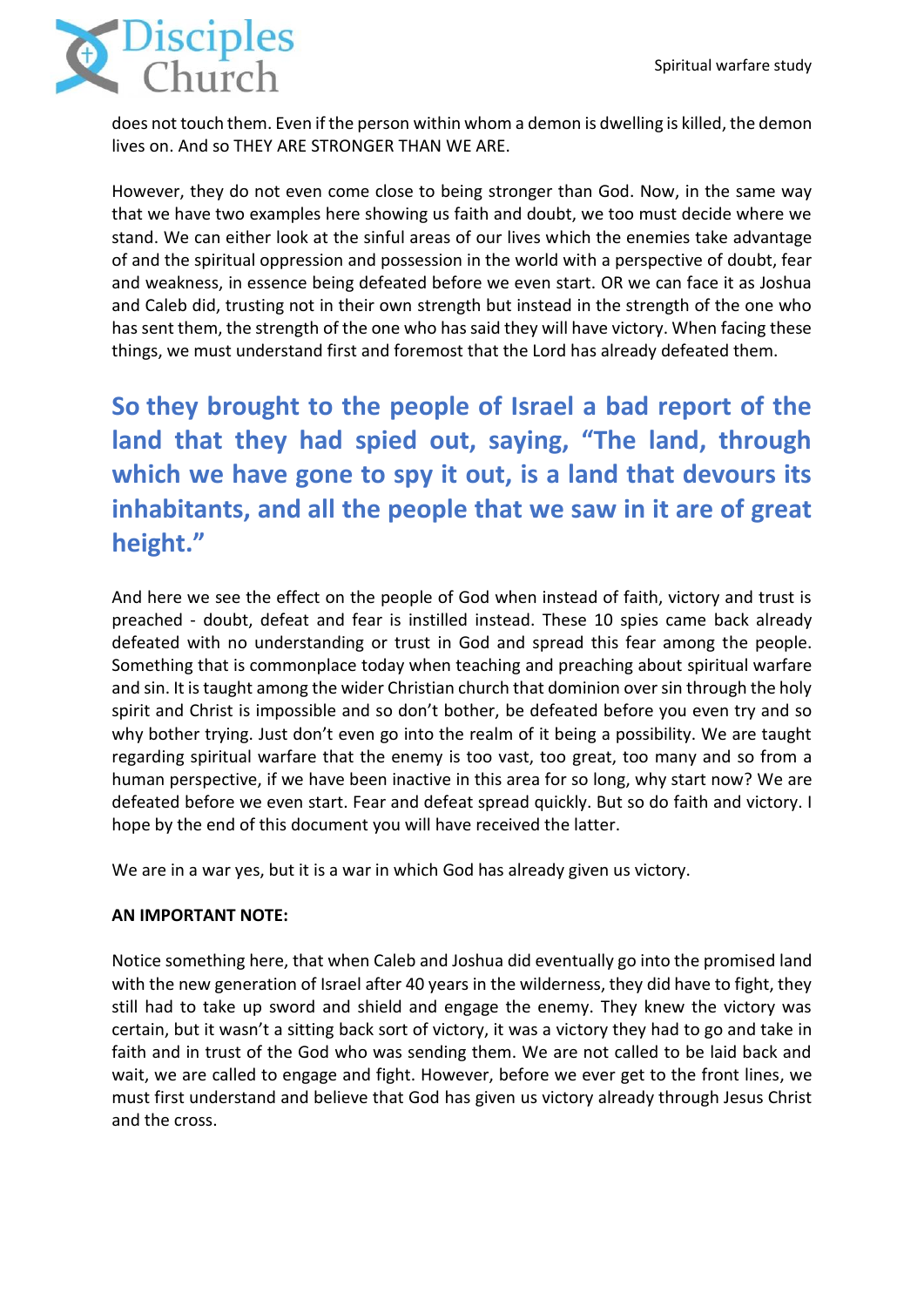does not touch them. Even if the person within whom a demon is dwelling is killed, the demon lives on. And so THEY ARE STRONGER THAN WE ARE.

However, they do not even come close to being stronger than God. Now, in the same way that we have two examples here showing us faith and doubt, we too must decide where we stand. We can either look at the sinful areas of our lives which the enemies take advantage of and the spiritual oppression and possession in the world with a perspective of doubt, fear and weakness, in essence being defeated before we even start. OR we can face it as Joshua and Caleb did, trusting not in their own strength but instead in the strength of the one who has sent them, the strength of the one who has said they will have victory. When facing these things, we must understand first and foremost that the Lord has already defeated them.

## So they brought to the people of Israel a bad report of the land that they had spied out, saying, "The land, through which we have gone to spy it out, is a land that devours its inhabitants, and all the people that we saw in it are of great height."

And here we see the effect on the people of God when instead of faith, victory and trust is preached - doubt, defeat and fear is instilled instead. These 10 spies came back already defeated with no understanding or trust in God and spread this fear among the people. Something that is commonplace today when teaching and preaching about spiritual warfare and sin. It is taught among the wider Christian church that dominion over sin through the holy spirit and Christ is impossible and so don't bother, be defeated before you even try and so why bother trying. Just don't even go into the realm of it being a possibility. We are taught regarding spiritual warfare that the enemy is too vast, too great, too many and so from a human perspective, if we have been inactive in this area for so long, why start now? We are defeated before we even start. Fear and defeat spread quickly. But so do faith and victory. I hope by the end of this document you will have received the latter.

We are in a war yes, but it is a war in which God has already given us victory.

**AN IMPORTANT NOTE:**

Notice something here, that when Caleb and Joshua did eventually go into the promised land with the new generation of Israel after 40 years in the wilderness, they did have to fight, they still had to take up sword and shield and engage the enemy. They knew the victory was certain, but it wasn't a sitting back sort of victory, it was a victory they had to go and take in faith and in trust of the God who was sending them. We are not called to be laid back and wait, we are called to engage and fight. However, before we ever get to the front lines, we must first understand and believe that God has given us victory already through Jesus Christ and the cross.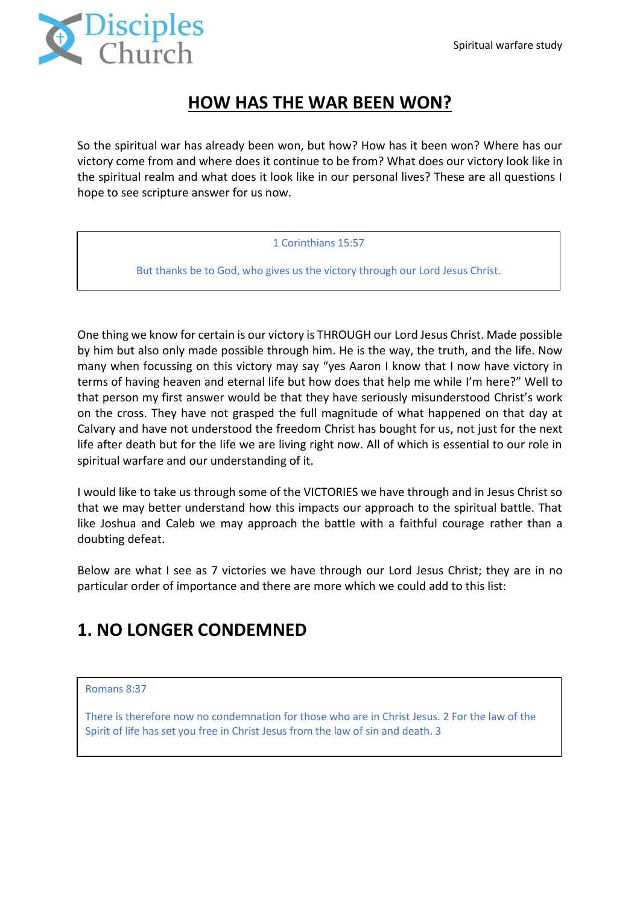# HOW HAS THE WAR BEEN WON?

So the spiritual war has already been won, but how? How has it been won? Where has our victory come from and where does it continue to be from? What does our victory look like in the spiritual realm and what does it look like in our personal lives? These are all questions I hope to see scripture answer for us now.

> 1 Corinthians 15:57
>
> But thanks be to God, who gives us the victory through our Lord Jesus Christ.

One thing we know for certain is our victory is THROUGH our Lord Jesus Christ. Made possible by him but also only made possible through him. He is the way, the truth, and the life. Now many when focussing on this victory may say "yes Aaron I know that I now have victory in terms of having heaven and eternal life but how does that help me while I'm here?" Well to that person my first answer would be that they have seriously misunderstood Christ's work on the cross. They have not grasped the full magnitude of what happened on that day at Calvary and have not understood the freedom Christ has bought for us, not just for the next life after death but for the life we are living right now. All of which is essential to our role in spiritual warfare and our understanding of it.

I would like to take us through some of the VICTORIES we have through and in Jesus Christ so that we may better understand how this impacts our approach to the spiritual battle. That like Joshua and Caleb we may approach the battle with a faithful courage rather than a doubting defeat.

Below are what I see as 7 victories we have through our Lord Jesus Christ; they are in no particular order of importance and there are more which we could add to this list:

## 1. NO LONGER CONDEMNED

> Romans 8:37
>
> There is therefore now no condemnation for those who are in Christ Jesus. 2 For the law of the Spirit of life has set you free in Christ Jesus from the law of sin and death. 3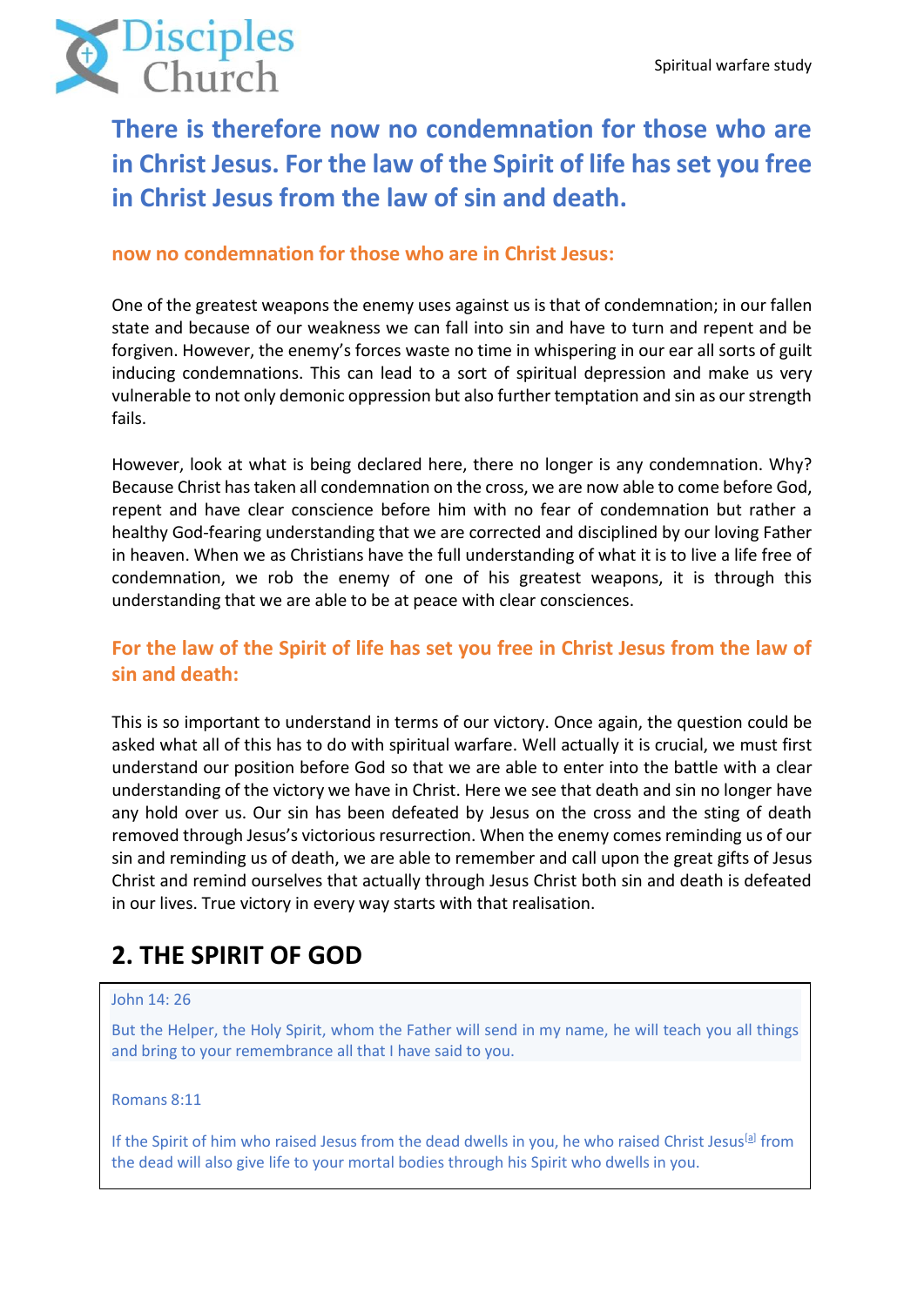## There is therefore now no condemnation for those who are in Christ Jesus. For the law of the Spirit of life has set you free in Christ Jesus from the law of sin and death.

### now no condemnation for those who are in Christ Jesus:

One of the greatest weapons the enemy uses against us is that of condemnation; in our fallen state and because of our weakness we can fall into sin and have to turn and repent and be forgiven. However, the enemy's forces waste no time in whispering in our ear all sorts of guilt inducing condemnations. This can lead to a sort of spiritual depression and make us very vulnerable to not only demonic oppression but also further temptation and sin as our strength fails.

However, look at what is being declared here, there no longer is any condemnation. Why? Because Christ has taken all condemnation on the cross, we are now able to come before God, repent and have clear conscience before him with no fear of condemnation but rather a healthy God-fearing understanding that we are corrected and disciplined by our loving Father in heaven. When we as Christians have the full understanding of what it is to live a life free of condemnation, we rob the enemy of one of his greatest weapons, it is through this understanding that we are able to be at peace with clear consciences.

### For the law of the Spirit of life has set you free in Christ Jesus from the law of sin and death:

This is so important to understand in terms of our victory. Once again, the question could be asked what all of this has to do with spiritual warfare. Well actually it is crucial, we must first understand our position before God so that we are able to enter into the battle with a clear understanding of the victory we have in Christ. Here we see that death and sin no longer have any hold over us. Our sin has been defeated by Jesus on the cross and the sting of death removed through Jesus's victorious resurrection. When the enemy comes reminding us of our sin and reminding us of death, we are able to remember and call upon the great gifts of Jesus Christ and remind ourselves that actually through Jesus Christ both sin and death is defeated in our lives. True victory in every way starts with that realisation.

## 2. THE SPIRIT OF GOD

John 14: 26

But the Helper, the Holy Spirit, whom the Father will send in my name, he will teach you all things and bring to your remembrance all that I have said to you.

Romans 8:11

If the Spirit of him who raised Jesus from the dead dwells in you, he who raised Christ Jesus[a] from the dead will also give life to your mortal bodies through his Spirit who dwells in you.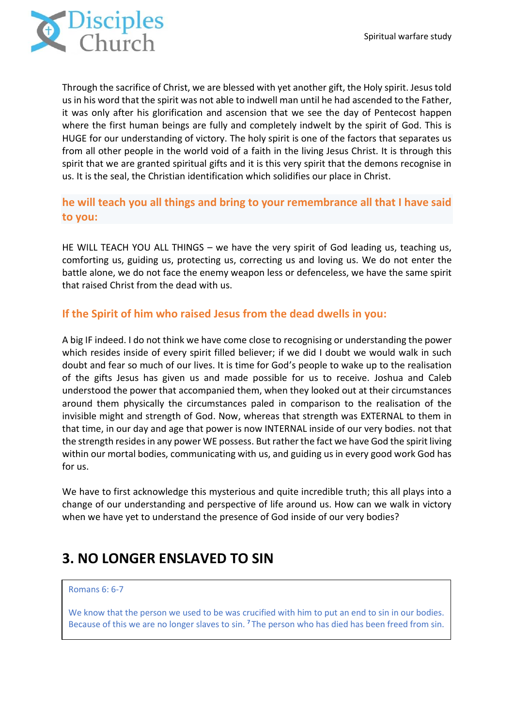Through the sacrifice of Christ, we are blessed with yet another gift, the Holy spirit. Jesus told us in his word that the spirit was not able to indwell man until he had ascended to the Father, it was only after his glorification and ascension that we see the day of Pentecost happen where the first human beings are fully and completely indwelt by the spirit of God. This is HUGE for our understanding of victory. The holy spirit is one of the factors that separates us from all other people in the world void of a faith in the living Jesus Christ. It is through this spirit that we are granted spiritual gifts and it is this very spirit that the demons recognise in us. It is the seal, the Christian identification which solidifies our place in Christ.

### he will teach you all things and bring to your remembrance all that I have said to you:

HE WILL TEACH YOU ALL THINGS – we have the very spirit of God leading us, teaching us, comforting us, guiding us, protecting us, correcting us and loving us. We do not enter the battle alone, we do not face the enemy weapon less or defenceless, we have the same spirit that raised Christ from the dead with us.

### If the Spirit of him who raised Jesus from the dead dwells in you:

A big IF indeed. I do not think we have come close to recognising or understanding the power which resides inside of every spirit filled believer; if we did I doubt we would walk in such doubt and fear so much of our lives. It is time for God's people to wake up to the realisation of the gifts Jesus has given us and made possible for us to receive. Joshua and Caleb understood the power that accompanied them, when they looked out at their circumstances around them physically the circumstances paled in comparison to the realisation of the invisible might and strength of God. Now, whereas that strength was EXTERNAL to them in that time, in our day and age that power is now INTERNAL inside of our very bodies. not that the strength resides in any power WE possess. But rather the fact we have God the spirit living within our mortal bodies, communicating with us, and guiding us in every good work God has for us.

We have to first acknowledge this mysterious and quite incredible truth; this all plays into a change of our understanding and perspective of life around us. How can we walk in victory when we have yet to understand the presence of God inside of our very bodies?

## 3. NO LONGER ENSLAVED TO SIN

> Romans 6: 6-7
>
> We know that the person we used to be was crucified with him to put an end to sin in our bodies. Because of this we are no longer slaves to sin. [7] The person who has died has been freed from sin.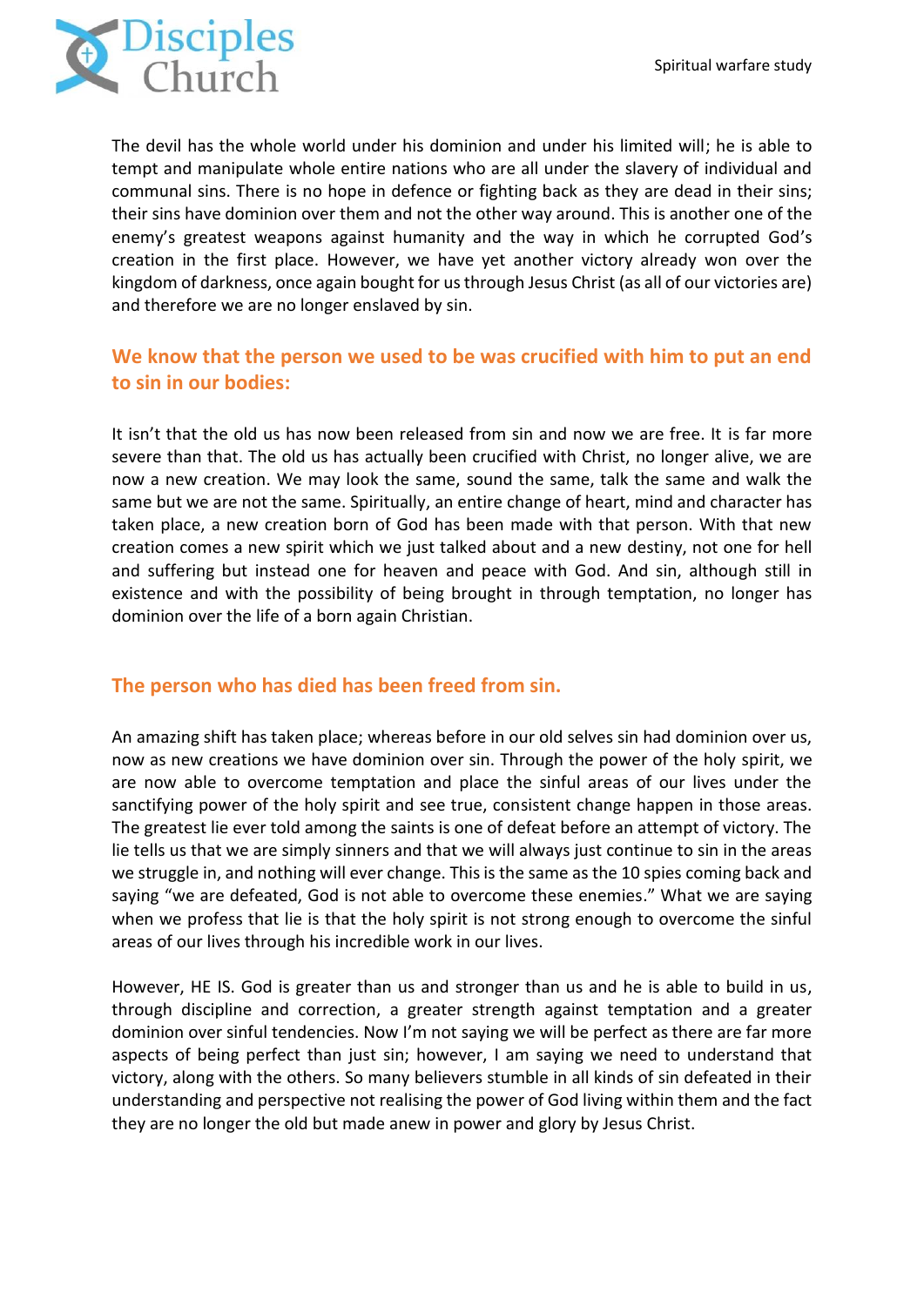The devil has the whole world under his dominion and under his limited will; he is able to tempt and manipulate whole entire nations who are all under the slavery of individual and communal sins. There is no hope in defence or fighting back as they are dead in their sins; their sins have dominion over them and not the other way around. This is another one of the enemy's greatest weapons against humanity and the way in which he corrupted God's creation in the first place. However, we have yet another victory already won over the kingdom of darkness, once again bought for us through Jesus Christ (as all of our victories are) and therefore we are no longer enslaved by sin.

## We know that the person we used to be was crucified with him to put an end to sin in our bodies:

It isn't that the old us has now been released from sin and now we are free. It is far more severe than that. The old us has actually been crucified with Christ, no longer alive, we are now a new creation. We may look the same, sound the same, talk the same and walk the same but we are not the same. Spiritually, an entire change of heart, mind and character has taken place, a new creation born of God has been made with that person. With that new creation comes a new spirit which we just talked about and a new destiny, not one for hell and suffering but instead one for heaven and peace with God. And sin, although still in existence and with the possibility of being brought in through temptation, no longer has dominion over the life of a born again Christian.

## The person who has died has been freed from sin.

An amazing shift has taken place; whereas before in our old selves sin had dominion over us, now as new creations we have dominion over sin. Through the power of the holy spirit, we are now able to overcome temptation and place the sinful areas of our lives under the sanctifying power of the holy spirit and see true, consistent change happen in those areas. The greatest lie ever told among the saints is one of defeat before an attempt of victory. The lie tells us that we are simply sinners and that we will always just continue to sin in the areas we struggle in, and nothing will ever change. This is the same as the 10 spies coming back and saying "we are defeated, God is not able to overcome these enemies." What we are saying when we profess that lie is that the holy spirit is not strong enough to overcome the sinful areas of our lives through his incredible work in our lives.

However, HE IS. God is greater than us and stronger than us and he is able to build in us, through discipline and correction, a greater strength against temptation and a greater dominion over sinful tendencies. Now I'm not saying we will be perfect as there are far more aspects of being perfect than just sin; however, I am saying we need to understand that victory, along with the others. So many believers stumble in all kinds of sin defeated in their understanding and perspective not realising the power of God living within them and the fact they are no longer the old but made anew in power and glory by Jesus Christ.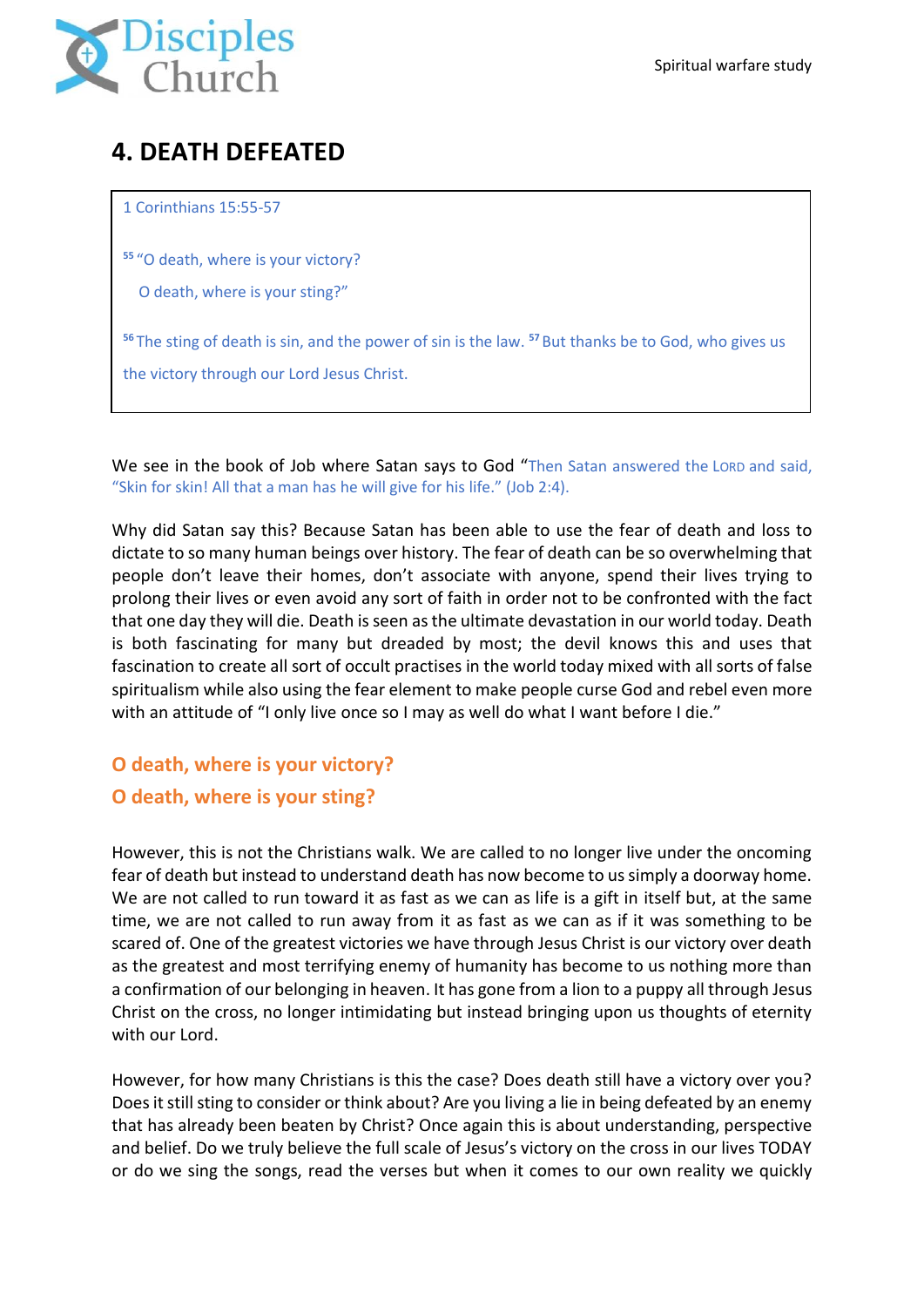# 4. DEATH DEFEATED

> 1 Corinthians 15:55-57
>
> [55] "O death, where is your victory?
>
> O death, where is your sting?"
>
> [56] The sting of death is sin, and the power of sin is the law. [57] But thanks be to God, who gives us the victory through our Lord Jesus Christ.

We see in the book of Job where Satan says to God "Then Satan answered the LORD and said, "Skin for skin! All that a man has he will give for his life." (Job 2:4).

Why did Satan say this? Because Satan has been able to use the fear of death and loss to dictate to so many human beings over history. The fear of death can be so overwhelming that people don't leave their homes, don't associate with anyone, spend their lives trying to prolong their lives or even avoid any sort of faith in order not to be confronted with the fact that one day they will die. Death is seen as the ultimate devastation in our world today. Death is both fascinating for many but dreaded by most; the devil knows this and uses that fascination to create all sort of occult practises in the world today mixed with all sorts of false spiritualism while also using the fear element to make people curse God and rebel even more with an attitude of "I only live once so I may as well do what I want before I die."

## O death, where is your victory?
## O death, where is your sting?

However, this is not the Christians walk. We are called to no longer live under the oncoming fear of death but instead to understand death has now become to us simply a doorway home. We are not called to run toward it as fast as we can as life is a gift in itself but, at the same time, we are not called to run away from it as fast as we can as if it was something to be scared of. One of the greatest victories we have through Jesus Christ is our victory over death as the greatest and most terrifying enemy of humanity has become to us nothing more than a confirmation of our belonging in heaven. It has gone from a lion to a puppy all through Jesus Christ on the cross, no longer intimidating but instead bringing upon us thoughts of eternity with our Lord.

However, for how many Christians is this the case? Does death still have a victory over you? Does it still sting to consider or think about? Are you living a lie in being defeated by an enemy that has already been beaten by Christ? Once again this is about understanding, perspective and belief. Do we truly believe the full scale of Jesus's victory on the cross in our lives TODAY or do we sing the songs, read the verses but when it comes to our own reality we quickly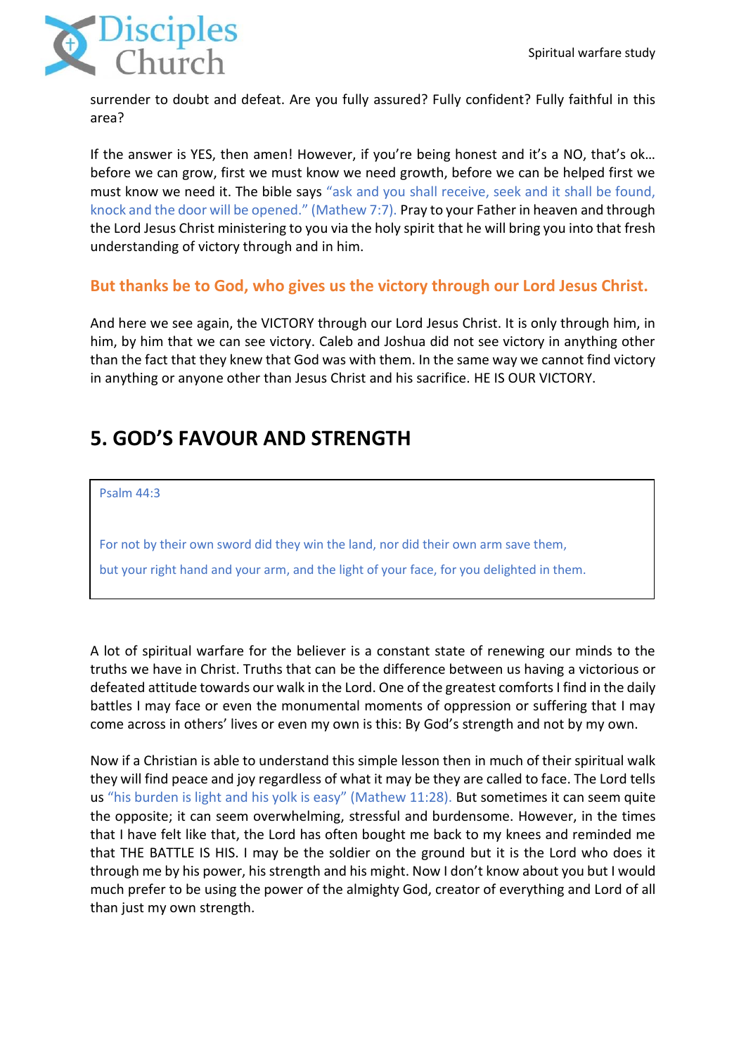surrender to doubt and defeat. Are you fully assured? Fully confident? Fully faithful in this area?

If the answer is YES, then amen! However, if you're being honest and it's a NO, that's ok… before we can grow, first we must know we need growth, before we can be helped first we must know we need it. The bible says "ask and you shall receive, seek and it shall be found, knock and the door will be opened." (Mathew 7:7). Pray to your Father in heaven and through the Lord Jesus Christ ministering to you via the holy spirit that he will bring you into that fresh understanding of victory through and in him.

**But thanks be to God, who gives us the victory through our Lord Jesus Christ.**

And here we see again, the VICTORY through our Lord Jesus Christ. It is only through him, in him, by him that we can see victory. Caleb and Joshua did not see victory in anything other than the fact that they knew that God was with them. In the same way we cannot find victory in anything or anyone other than Jesus Christ and his sacrifice. HE IS OUR VICTORY.

## 5. GOD'S FAVOUR AND STRENGTH

> Psalm 44:3
>
> For not by their own sword did they win the land, nor did their own arm save them,
>
> but your right hand and your arm, and the light of your face, for you delighted in them.

A lot of spiritual warfare for the believer is a constant state of renewing our minds to the truths we have in Christ. Truths that can be the difference between us having a victorious or defeated attitude towards our walk in the Lord. One of the greatest comforts I find in the daily battles I may face or even the monumental moments of oppression or suffering that I may come across in others' lives or even my own is this: By God's strength and not by my own.

Now if a Christian is able to understand this simple lesson then in much of their spiritual walk they will find peace and joy regardless of what it may be they are called to face. The Lord tells us "his burden is light and his yolk is easy" (Mathew 11:28). But sometimes it can seem quite the opposite; it can seem overwhelming, stressful and burdensome. However, in the times that I have felt like that, the Lord has often bought me back to my knees and reminded me that THE BATTLE IS HIS. I may be the soldier on the ground but it is the Lord who does it through me by his power, his strength and his might. Now I don't know about you but I would much prefer to be using the power of the almighty God, creator of everything and Lord of all than just my own strength.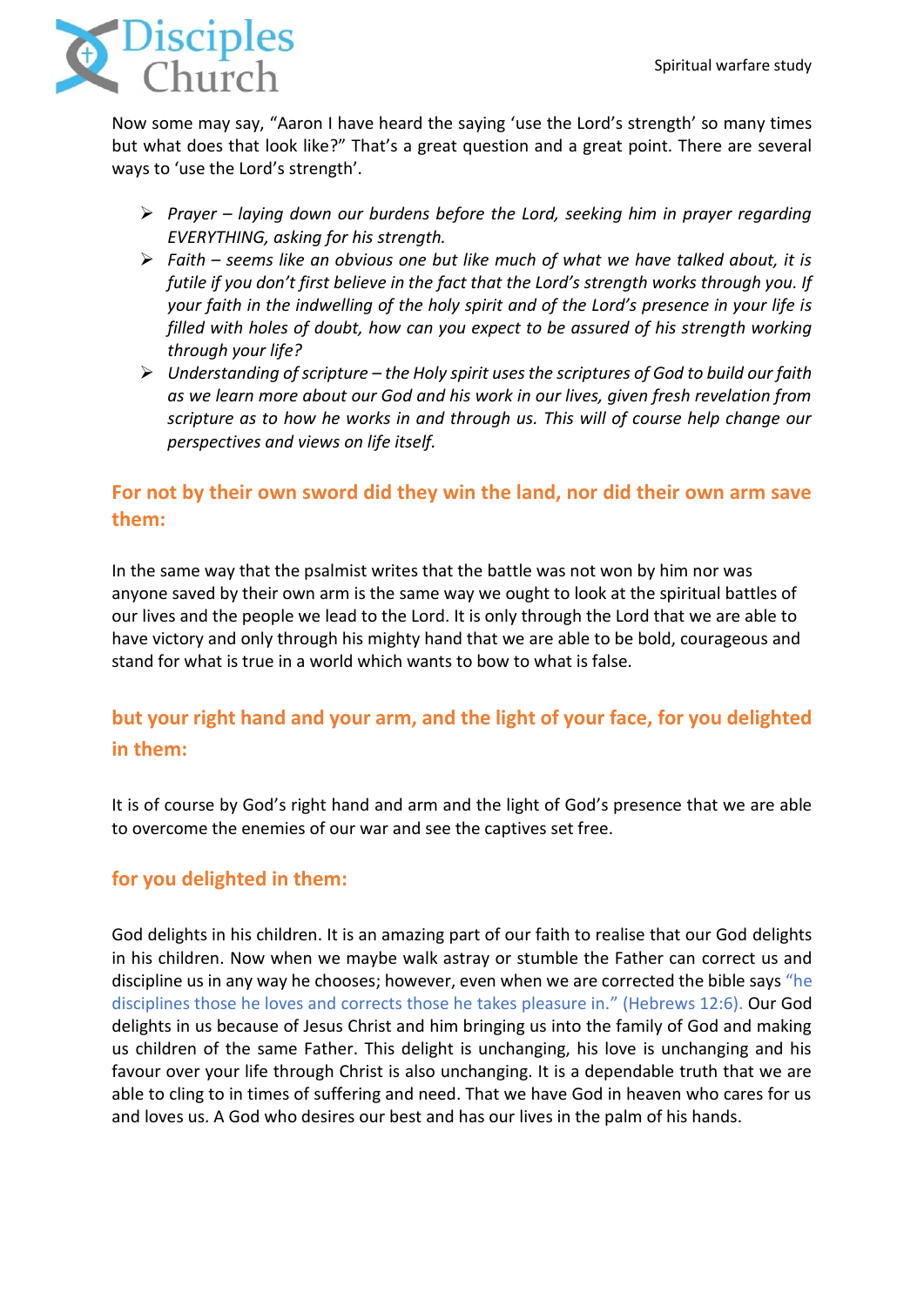Now some may say, "Aaron I have heard the saying 'use the Lord's strength' so many times but what does that look like?" That's a great question and a great point. There are several ways to 'use the Lord's strength'.

- *Prayer – laying down our burdens before the Lord, seeking him in prayer regarding EVERYTHING, asking for his strength.*
- *Faith – seems like an obvious one but like much of what we have talked about, it is futile if you don't first believe in the fact that the Lord's strength works through you. If your faith in the indwelling of the holy spirit and of the Lord's presence in your life is filled with holes of doubt, how can you expect to be assured of his strength working through your life?*
- *Understanding of scripture – the Holy spirit uses the scriptures of God to build our faith as we learn more about our God and his work in our lives, given fresh revelation from scripture as to how he works in and through us. This will of course help change our perspectives and views on life itself.*

## For not by their own sword did they win the land, nor did their own arm save them:

In the same way that the psalmist writes that the battle was not won by him nor was anyone saved by their own arm is the same way we ought to look at the spiritual battles of our lives and the people we lead to the Lord. It is only through the Lord that we are able to have victory and only through his mighty hand that we are able to be bold, courageous and stand for what is true in a world which wants to bow to what is false.

## but your right hand and your arm, and the light of your face, for you delighted in them:

It is of course by God's right hand and arm and the light of God's presence that we are able to overcome the enemies of our war and see the captives set free.

## for you delighted in them:

God delights in his children. It is an amazing part of our faith to realise that our God delights in his children. Now when we maybe walk astray or stumble the Father can correct us and discipline us in any way he chooses; however, even when we are corrected the bible says "he disciplines those he loves and corrects those he takes pleasure in." (Hebrews 12:6). Our God delights in us because of Jesus Christ and him bringing us into the family of God and making us children of the same Father. This delight is unchanging, his love is unchanging and his favour over your life through Christ is also unchanging. It is a dependable truth that we are able to cling to in times of suffering and need. That we have God in heaven who cares for us and loves us. A God who desires our best and has our lives in the palm of his hands.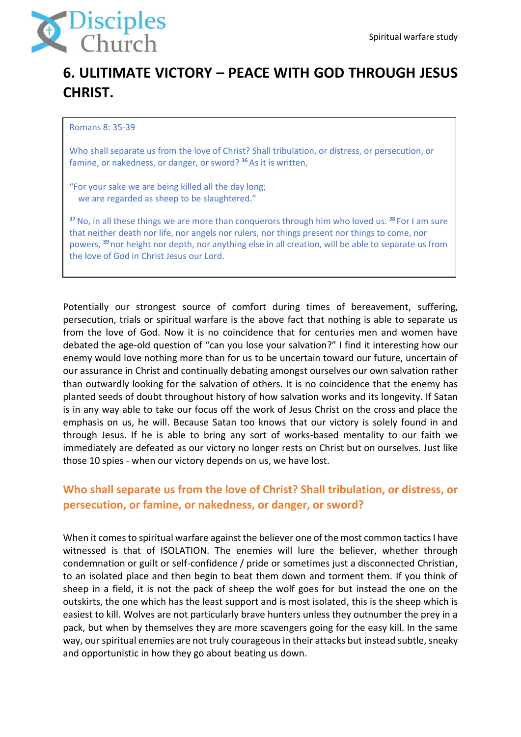# 6. ULITIMATE VICTORY – PEACE WITH GOD THROUGH JESUS CHRIST.

> Romans 8: 35-39
>
> Who shall separate us from the love of Christ? Shall tribulation, or distress, or persecution, or famine, or nakedness, or danger, or sword? [36] As it is written,
>
> "For your sake we are being killed all the day long;
> we are regarded as sheep to be slaughtered."
>
> [37] No, in all these things we are more than conquerors through him who loved us. [38] For I am sure that neither death nor life, nor angels nor rulers, nor things present nor things to come, nor powers, [39] nor height nor depth, nor anything else in all creation, will be able to separate us from the love of God in Christ Jesus our Lord.

Potentially our strongest source of comfort during times of bereavement, suffering, persecution, trials or spiritual warfare is the above fact that nothing is able to separate us from the love of God. Now it is no coincidence that for centuries men and women have debated the age-old question of "can you lose your salvation?" I find it interesting how our enemy would love nothing more than for us to be uncertain toward our future, uncertain of our assurance in Christ and continually debating amongst ourselves our own salvation rather than outwardly looking for the salvation of others. It is no coincidence that the enemy has planted seeds of doubt throughout history of how salvation works and its longevity. If Satan is in any way able to take our focus off the work of Jesus Christ on the cross and place the emphasis on us, he will. Because Satan too knows that our victory is solely found in and through Jesus. If he is able to bring any sort of works-based mentality to our faith we immediately are defeated as our victory no longer rests on Christ but on ourselves. Just like those 10 spies - when our victory depends on us, we have lost.

## Who shall separate us from the love of Christ? Shall tribulation, or distress, or persecution, or famine, or nakedness, or danger, or sword?

When it comes to spiritual warfare against the believer one of the most common tactics I have witnessed is that of ISOLATION. The enemies will lure the believer, whether through condemnation or guilt or self-confidence / pride or sometimes just a disconnected Christian, to an isolated place and then begin to beat them down and torment them. If you think of sheep in a field, it is not the pack of sheep the wolf goes for but instead the one on the outskirts, the one which has the least support and is most isolated, this is the sheep which is easiest to kill. Wolves are not particularly brave hunters unless they outnumber the prey in a pack, but when by themselves they are more scavengers going for the easy kill. In the same way, our spiritual enemies are not truly courageous in their attacks but instead subtle, sneaky and opportunistic in how they go about beating us down.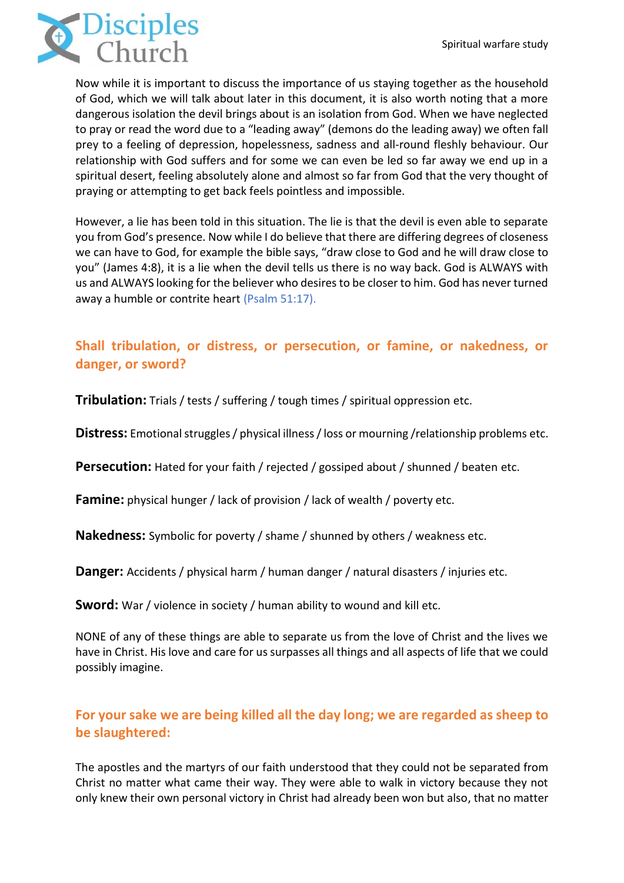Now while it is important to discuss the importance of us staying together as the household of God, which we will talk about later in this document, it is also worth noting that a more dangerous isolation the devil brings about is an isolation from God. When we have neglected to pray or read the word due to a "leading away" (demons do the leading away) we often fall prey to a feeling of depression, hopelessness, sadness and all-round fleshly behaviour. Our relationship with God suffers and for some we can even be led so far away we end up in a spiritual desert, feeling absolutely alone and almost so far from God that the very thought of praying or attempting to get back feels pointless and impossible.

However, a lie has been told in this situation. The lie is that the devil is even able to separate you from God's presence. Now while I do believe that there are differing degrees of closeness we can have to God, for example the bible says, "draw close to God and he will draw close to you" (James 4:8), it is a lie when the devil tells us there is no way back. God is ALWAYS with us and ALWAYS looking for the believer who desires to be closer to him. God has never turned away a humble or contrite heart (Psalm 51:17).

## Shall tribulation, or distress, or persecution, or famine, or nakedness, or danger, or sword?

**Tribulation:** Trials / tests / suffering / tough times / spiritual oppression etc.

**Distress:** Emotional struggles / physical illness / loss or mourning /relationship problems etc.

**Persecution:** Hated for your faith / rejected / gossiped about / shunned / beaten etc.

**Famine:** physical hunger / lack of provision / lack of wealth / poverty etc.

**Nakedness:** Symbolic for poverty / shame / shunned by others / weakness etc.

**Danger:** Accidents / physical harm / human danger / natural disasters / injuries etc.

**Sword:** War / violence in society / human ability to wound and kill etc.

NONE of any of these things are able to separate us from the love of Christ and the lives we have in Christ. His love and care for us surpasses all things and all aspects of life that we could possibly imagine.

## For your sake we are being killed all the day long; we are regarded as sheep to be slaughtered:

The apostles and the martyrs of our faith understood that they could not be separated from Christ no matter what came their way. They were able to walk in victory because they not only knew their own personal victory in Christ had already been won but also, that no matter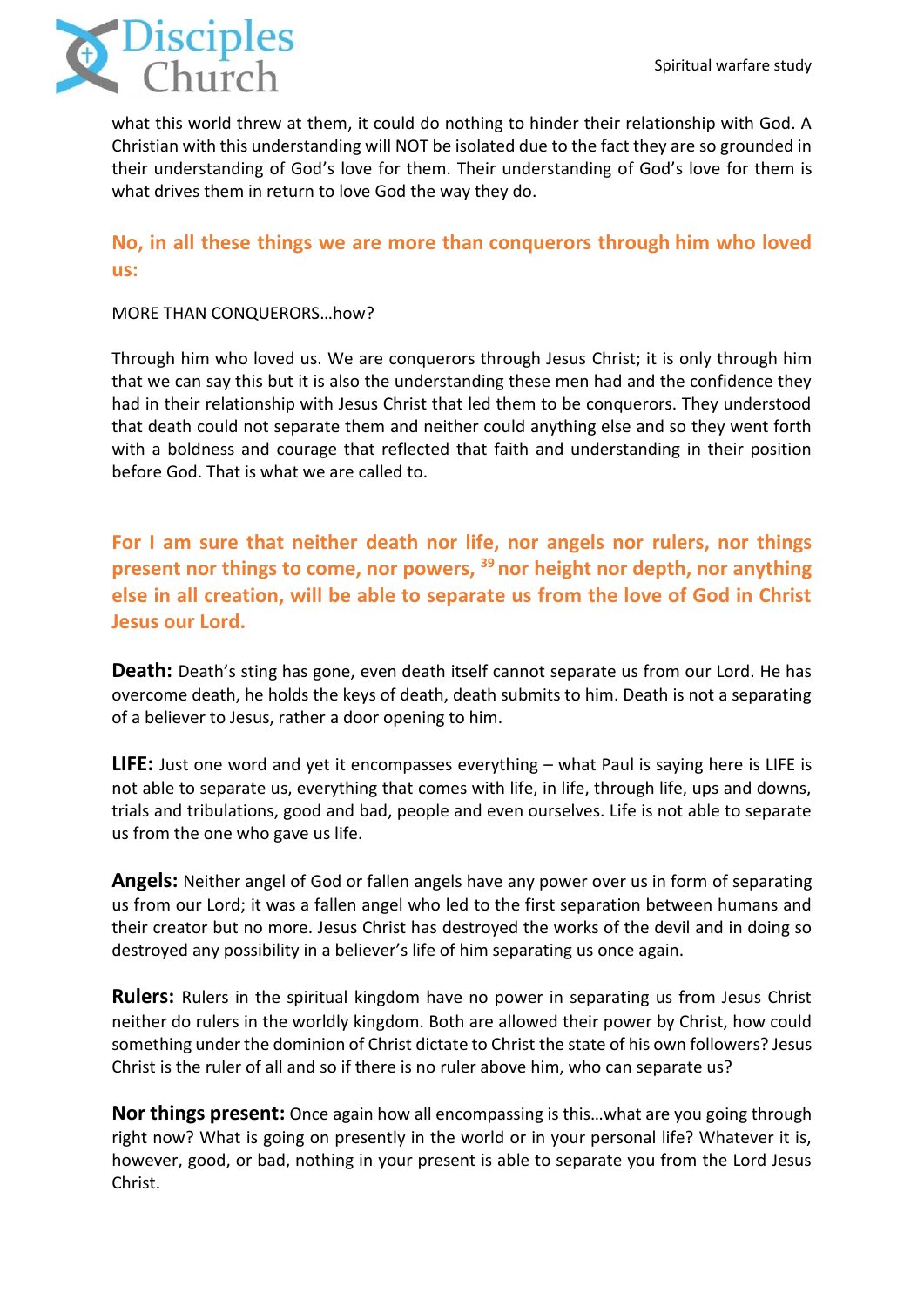what this world threw at them, it could do nothing to hinder their relationship with God. A Christian with this understanding will NOT be isolated due to the fact they are so grounded in their understanding of God's love for them. Their understanding of God's love for them is what drives them in return to love God the way they do.

**No, in all these things we are more than conquerors through him who loved us:**

MORE THAN CONQUERORS…how?

Through him who loved us. We are conquerors through Jesus Christ; it is only through him that we can say this but it is also the understanding these men had and the confidence they had in their relationship with Jesus Christ that led them to be conquerors. They understood that death could not separate them and neither could anything else and so they went forth with a boldness and courage that reflected that faith and understanding in their position before God. That is what we are called to.

**For I am sure that neither death nor life, nor angels nor rulers, nor things present nor things to come, nor powers, [39] nor height nor depth, nor anything else in all creation, will be able to separate us from the love of God in Christ Jesus our Lord.**

**Death:** Death's sting has gone, even death itself cannot separate us from our Lord. He has overcome death, he holds the keys of death, death submits to him. Death is not a separating of a believer to Jesus, rather a door opening to him.

**LIFE:** Just one word and yet it encompasses everything – what Paul is saying here is LIFE is not able to separate us, everything that comes with life, in life, through life, ups and downs, trials and tribulations, good and bad, people and even ourselves. Life is not able to separate us from the one who gave us life.

**Angels:** Neither angel of God or fallen angels have any power over us in form of separating us from our Lord; it was a fallen angel who led to the first separation between humans and their creator but no more. Jesus Christ has destroyed the works of the devil and in doing so destroyed any possibility in a believer's life of him separating us once again.

**Rulers:** Rulers in the spiritual kingdom have no power in separating us from Jesus Christ neither do rulers in the worldly kingdom. Both are allowed their power by Christ, how could something under the dominion of Christ dictate to Christ the state of his own followers? Jesus Christ is the ruler of all and so if there is no ruler above him, who can separate us?

**Nor things present:** Once again how all encompassing is this…what are you going through right now? What is going on presently in the world or in your personal life? Whatever it is, however, good, or bad, nothing in your present is able to separate you from the Lord Jesus Christ.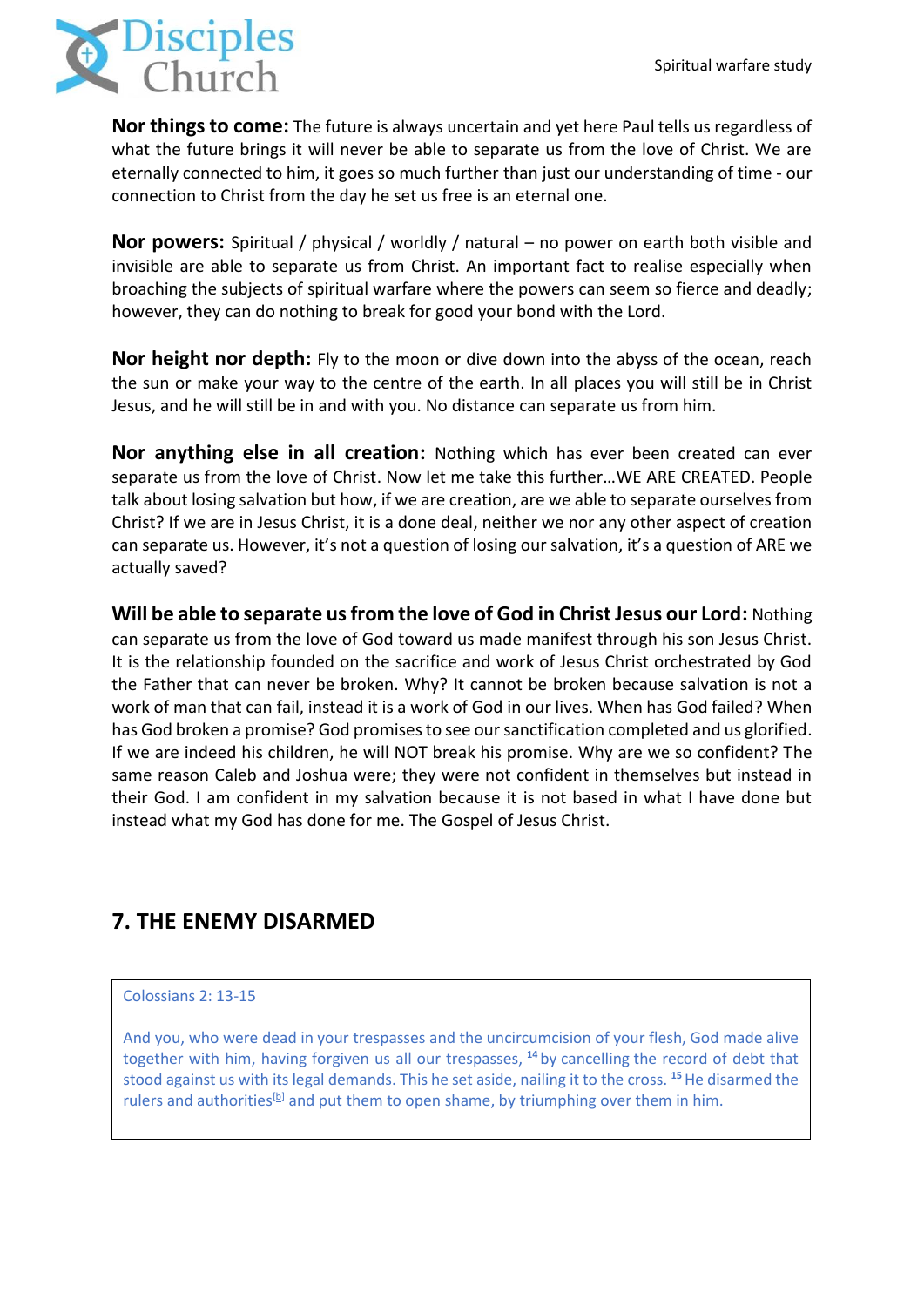**Nor things to come:** The future is always uncertain and yet here Paul tells us regardless of what the future brings it will never be able to separate us from the love of Christ. We are eternally connected to him, it goes so much further than just our understanding of time - our connection to Christ from the day he set us free is an eternal one.

**Nor powers:** Spiritual / physical / worldly / natural – no power on earth both visible and invisible are able to separate us from Christ. An important fact to realise especially when broaching the subjects of spiritual warfare where the powers can seem so fierce and deadly; however, they can do nothing to break for good your bond with the Lord.

**Nor height nor depth:** Fly to the moon or dive down into the abyss of the ocean, reach the sun or make your way to the centre of the earth. In all places you will still be in Christ Jesus, and he will still be in and with you. No distance can separate us from him.

**Nor anything else in all creation:** Nothing which has ever been created can ever separate us from the love of Christ. Now let me take this further…WE ARE CREATED. People talk about losing salvation but how, if we are creation, are we able to separate ourselves from Christ? If we are in Jesus Christ, it is a done deal, neither we nor any other aspect of creation can separate us. However, it's not a question of losing our salvation, it's a question of ARE we actually saved?

**Will be able to separate us from the love of God in Christ Jesus our Lord:** Nothing can separate us from the love of God toward us made manifest through his son Jesus Christ. It is the relationship founded on the sacrifice and work of Jesus Christ orchestrated by God the Father that can never be broken. Why? It cannot be broken because salvation is not a work of man that can fail, instead it is a work of God in our lives. When has God failed? When has God broken a promise? God promises to see our sanctification completed and us glorified. If we are indeed his children, he will NOT break his promise. Why are we so confident? The same reason Caleb and Joshua were; they were not confident in themselves but instead in their God. I am confident in my salvation because it is not based in what I have done but instead what my God has done for me. The Gospel of Jesus Christ.

## 7. THE ENEMY DISARMED

> Colossians 2: 13-15
>
> And you, who were dead in your trespasses and the uncircumcision of your flesh, God made alive together with him, having forgiven us all our trespasses, [14] by cancelling the record of debt that stood against us with its legal demands. This he set aside, nailing it to the cross. [15] He disarmed the rulers and authorities[b] and put them to open shame, by triumphing over them in him.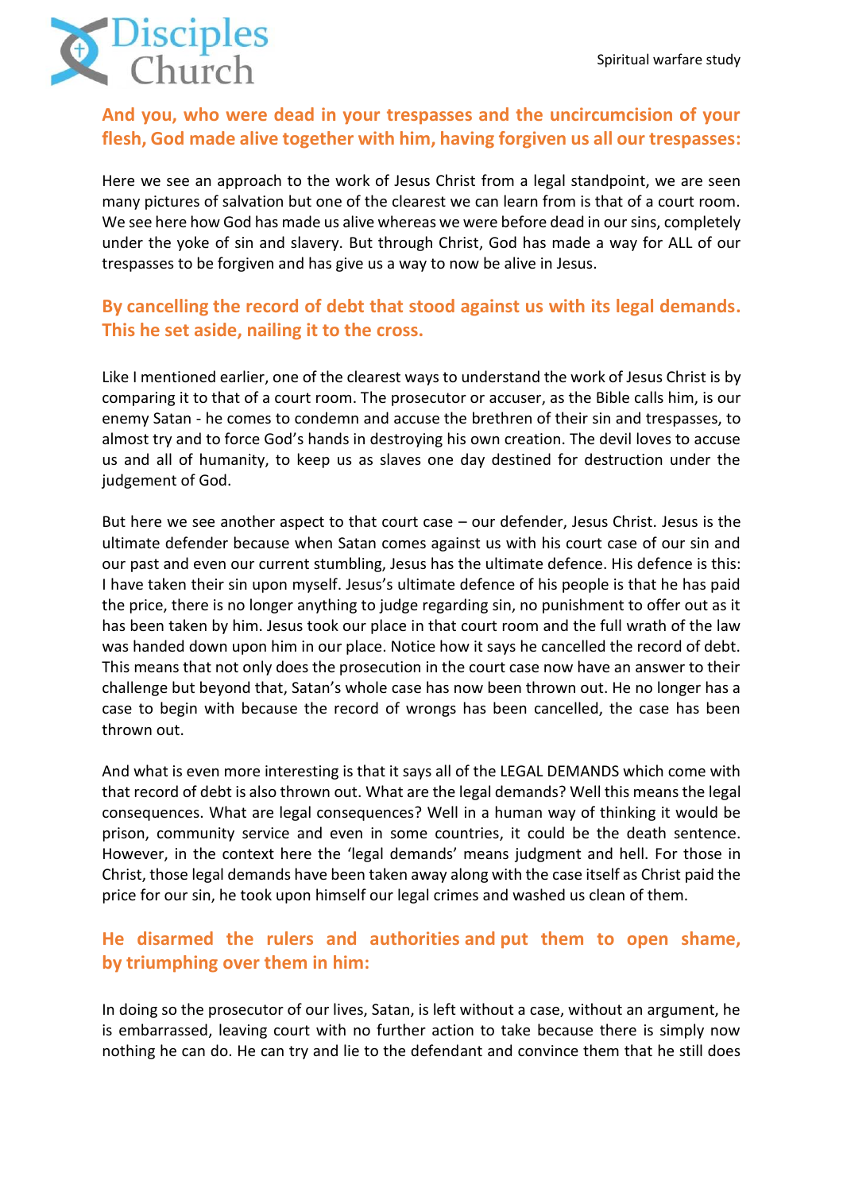**And you, who were dead in your trespasses and the uncircumcision of your flesh, God made alive together with him, having forgiven us all our trespasses:**

Here we see an approach to the work of Jesus Christ from a legal standpoint, we are seen many pictures of salvation but one of the clearest we can learn from is that of a court room. We see here how God has made us alive whereas we were before dead in our sins, completely under the yoke of sin and slavery. But through Christ, God has made a way for ALL of our trespasses to be forgiven and has give us a way to now be alive in Jesus.

**By cancelling the record of debt that stood against us with its legal demands. This he set aside, nailing it to the cross.**

Like I mentioned earlier, one of the clearest ways to understand the work of Jesus Christ is by comparing it to that of a court room. The prosecutor or accuser, as the Bible calls him, is our enemy Satan - he comes to condemn and accuse the brethren of their sin and trespasses, to almost try and to force God's hands in destroying his own creation. The devil loves to accuse us and all of humanity, to keep us as slaves one day destined for destruction under the judgement of God.

But here we see another aspect to that court case – our defender, Jesus Christ. Jesus is the ultimate defender because when Satan comes against us with his court case of our sin and our past and even our current stumbling, Jesus has the ultimate defence. His defence is this: I have taken their sin upon myself. Jesus's ultimate defence of his people is that he has paid the price, there is no longer anything to judge regarding sin, no punishment to offer out as it has been taken by him. Jesus took our place in that court room and the full wrath of the law was handed down upon him in our place. Notice how it says he cancelled the record of debt. This means that not only does the prosecution in the court case now have an answer to their challenge but beyond that, Satan's whole case has now been thrown out. He no longer has a case to begin with because the record of wrongs has been cancelled, the case has been thrown out.

And what is even more interesting is that it says all of the LEGAL DEMANDS which come with that record of debt is also thrown out. What are the legal demands? Well this means the legal consequences. What are legal consequences? Well in a human way of thinking it would be prison, community service and even in some countries, it could be the death sentence. However, in the context here the 'legal demands' means judgment and hell. For those in Christ, those legal demands have been taken away along with the case itself as Christ paid the price for our sin, he took upon himself our legal crimes and washed us clean of them.

**He disarmed the rulers and authorities and put them to open shame, by triumphing over them in him:**

In doing so the prosecutor of our lives, Satan, is left without a case, without an argument, he is embarrassed, leaving court with no further action to take because there is simply now nothing he can do. He can try and lie to the defendant and convince them that he still does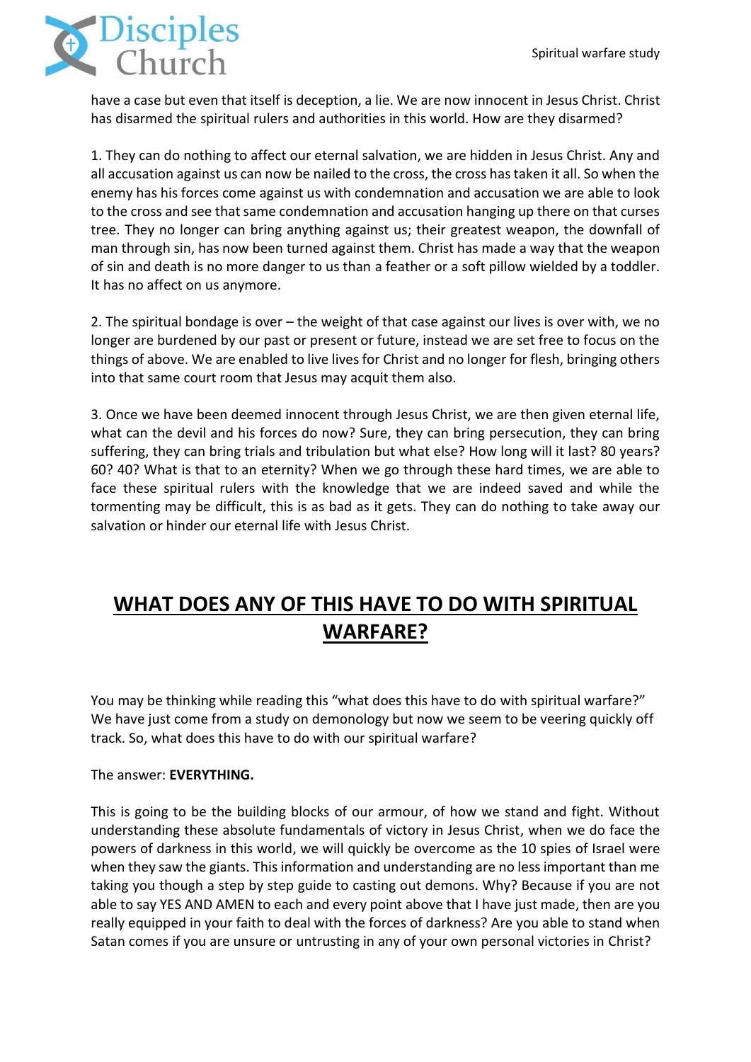have a case but even that itself is deception, a lie. We are now innocent in Jesus Christ. Christ has disarmed the spiritual rulers and authorities in this world. How are they disarmed?

1. They can do nothing to affect our eternal salvation, we are hidden in Jesus Christ. Any and all accusation against us can now be nailed to the cross, the cross has taken it all. So when the enemy has his forces come against us with condemnation and accusation we are able to look to the cross and see that same condemnation and accusation hanging up there on that curses tree. They no longer can bring anything against us; their greatest weapon, the downfall of man through sin, has now been turned against them. Christ has made a way that the weapon of sin and death is no more danger to us than a feather or a soft pillow wielded by a toddler. It has no affect on us anymore.

2. The spiritual bondage is over – the weight of that case against our lives is over with, we no longer are burdened by our past or present or future, instead we are set free to focus on the things of above. We are enabled to live lives for Christ and no longer for flesh, bringing others into that same court room that Jesus may acquit them also.

3. Once we have been deemed innocent through Jesus Christ, we are then given eternal life, what can the devil and his forces do now? Sure, they can bring persecution, they can bring suffering, they can bring trials and tribulation but what else? How long will it last? 80 years? 60? 40? What is that to an eternity? When we go through these hard times, we are able to face these spiritual rulers with the knowledge that we are indeed saved and while the tormenting may be difficult, this is as bad as it gets. They can do nothing to take away our salvation or hinder our eternal life with Jesus Christ.

## WHAT DOES ANY OF THIS HAVE TO DO WITH SPIRITUAL WARFARE?

You may be thinking while reading this "what does this have to do with spiritual warfare?" We have just come from a study on demonology but now we seem to be veering quickly off track. So, what does this have to do with our spiritual warfare?

The answer: **EVERYTHING.**

This is going to be the building blocks of our armour, of how we stand and fight. Without understanding these absolute fundamentals of victory in Jesus Christ, when we do face the powers of darkness in this world, we will quickly be overcome as the 10 spies of Israel were when they saw the giants. This information and understanding are no less important than me taking you though a step by step guide to casting out demons. Why? Because if you are not able to say YES AND AMEN to each and every point above that I have just made, then are you really equipped in your faith to deal with the forces of darkness? Are you able to stand when Satan comes if you are unsure or untrusting in any of your own personal victories in Christ?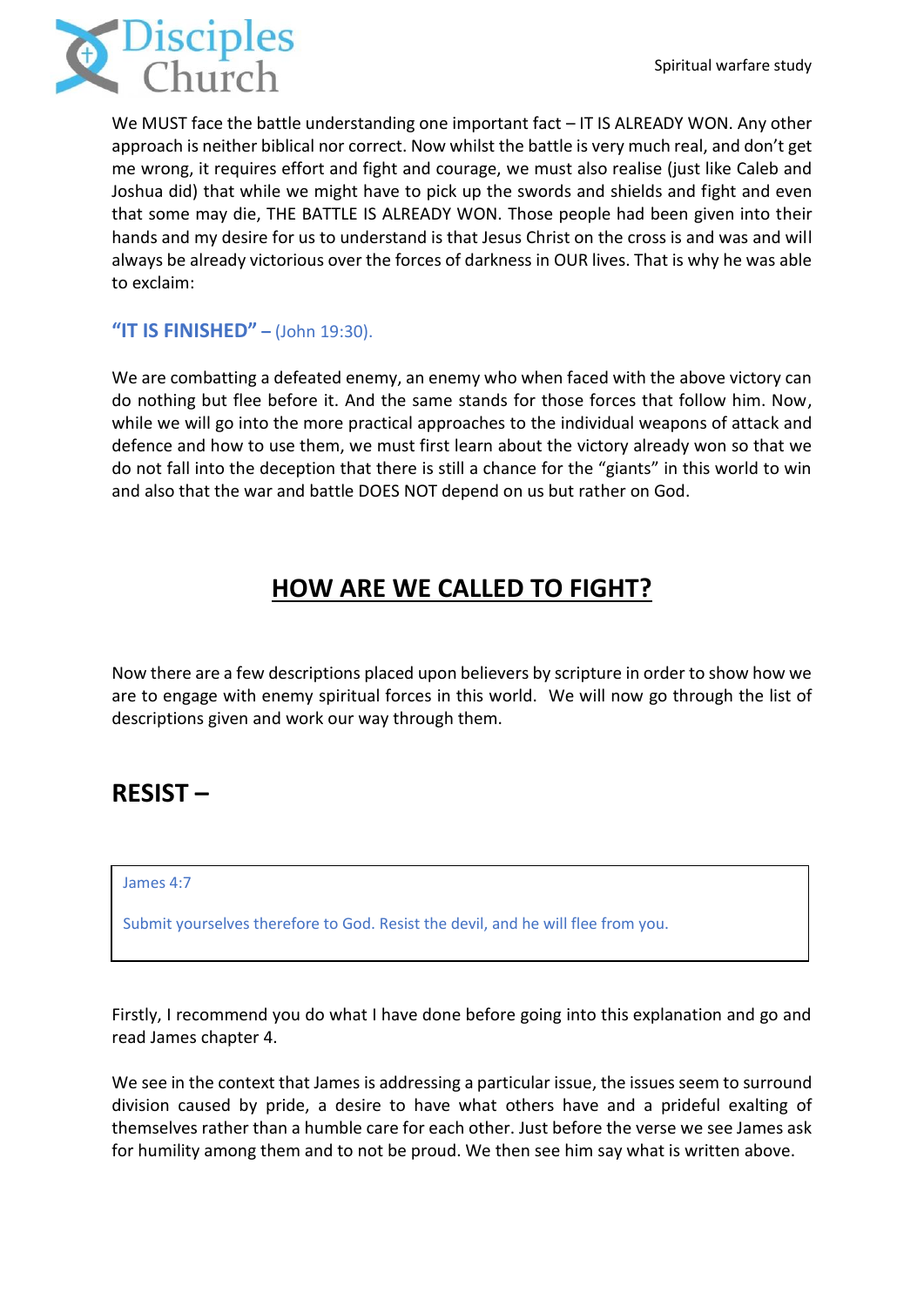We MUST face the battle understanding one important fact – IT IS ALREADY WON. Any other approach is neither biblical nor correct. Now whilst the battle is very much real, and don't get me wrong, it requires effort and fight and courage, we must also realise (just like Caleb and Joshua did) that while we might have to pick up the swords and shields and fight and even that some may die, THE BATTLE IS ALREADY WON. Those people had been given into their hands and my desire for us to understand is that Jesus Christ on the cross is and was and will always be already victorious over the forces of darkness in OUR lives. That is why he was able to exclaim:

**"IT IS FINISHED" –** (John 19:30).

We are combatting a defeated enemy, an enemy who when faced with the above victory can do nothing but flee before it. And the same stands for those forces that follow him. Now, while we will go into the more practical approaches to the individual weapons of attack and defence and how to use them, we must first learn about the victory already won so that we do not fall into the deception that there is still a chance for the "giants" in this world to win and also that the war and battle DOES NOT depend on us but rather on God.

## HOW ARE WE CALLED TO FIGHT?

Now there are a few descriptions placed upon believers by scripture in order to show how we are to engage with enemy spiritual forces in this world. We will now go through the list of descriptions given and work our way through them.

## RESIST –

> James 4:7
>
> Submit yourselves therefore to God. Resist the devil, and he will flee from you.

Firstly, I recommend you do what I have done before going into this explanation and go and read James chapter 4.

We see in the context that James is addressing a particular issue, the issues seem to surround division caused by pride, a desire to have what others have and a prideful exalting of themselves rather than a humble care for each other. Just before the verse we see James ask for humility among them and to not be proud. We then see him say what is written above.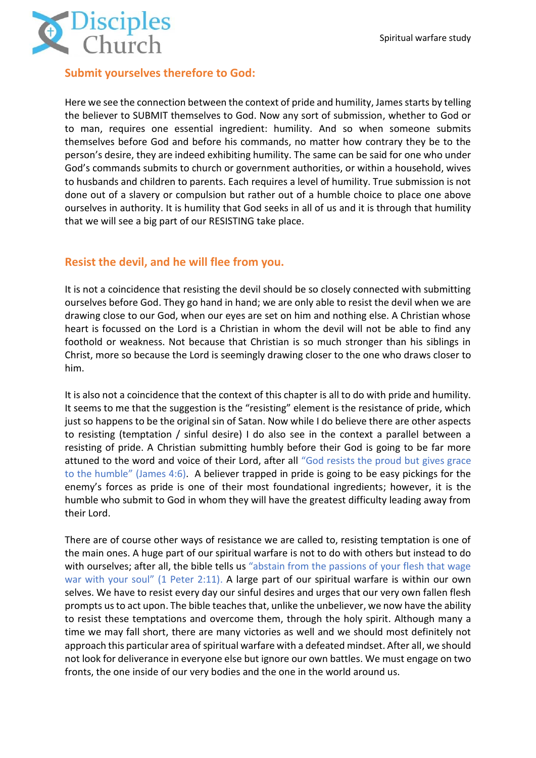## Submit yourselves therefore to God:

Here we see the connection between the context of pride and humility, James starts by telling the believer to SUBMIT themselves to God. Now any sort of submission, whether to God or to man, requires one essential ingredient: humility. And so when someone submits themselves before God and before his commands, no matter how contrary they be to the person's desire, they are indeed exhibiting humility. The same can be said for one who under God's commands submits to church or government authorities, or within a household, wives to husbands and children to parents. Each requires a level of humility. True submission is not done out of a slavery or compulsion but rather out of a humble choice to place one above ourselves in authority. It is humility that God seeks in all of us and it is through that humility that we will see a big part of our RESISTING take place.

## Resist the devil, and he will flee from you.

It is not a coincidence that resisting the devil should be so closely connected with submitting ourselves before God. They go hand in hand; we are only able to resist the devil when we are drawing close to our God, when our eyes are set on him and nothing else. A Christian whose heart is focussed on the Lord is a Christian in whom the devil will not be able to find any foothold or weakness. Not because that Christian is so much stronger than his siblings in Christ, more so because the Lord is seemingly drawing closer to the one who draws closer to him.

It is also not a coincidence that the context of this chapter is all to do with pride and humility. It seems to me that the suggestion is the "resisting" element is the resistance of pride, which just so happens to be the original sin of Satan. Now while I do believe there are other aspects to resisting (temptation / sinful desire) I do also see in the context a parallel between a resisting of pride. A Christian submitting humbly before their God is going to be far more attuned to the word and voice of their Lord, after all "God resists the proud but gives grace to the humble" (James 4:6). A believer trapped in pride is going to be easy pickings for the enemy's forces as pride is one of their most foundational ingredients; however, it is the humble who submit to God in whom they will have the greatest difficulty leading away from their Lord.

There are of course other ways of resistance we are called to, resisting temptation is one of the main ones. A huge part of our spiritual warfare is not to do with others but instead to do with ourselves; after all, the bible tells us "abstain from the passions of your flesh that wage war with your soul" (1 Peter 2:11). A large part of our spiritual warfare is within our own selves. We have to resist every day our sinful desires and urges that our very own fallen flesh prompts us to act upon. The bible teaches that, unlike the unbeliever, we now have the ability to resist these temptations and overcome them, through the holy spirit. Although many a time we may fall short, there are many victories as well and we should most definitely not approach this particular area of spiritual warfare with a defeated mindset. After all, we should not look for deliverance in everyone else but ignore our own battles. We must engage on two fronts, the one inside of our very bodies and the one in the world around us.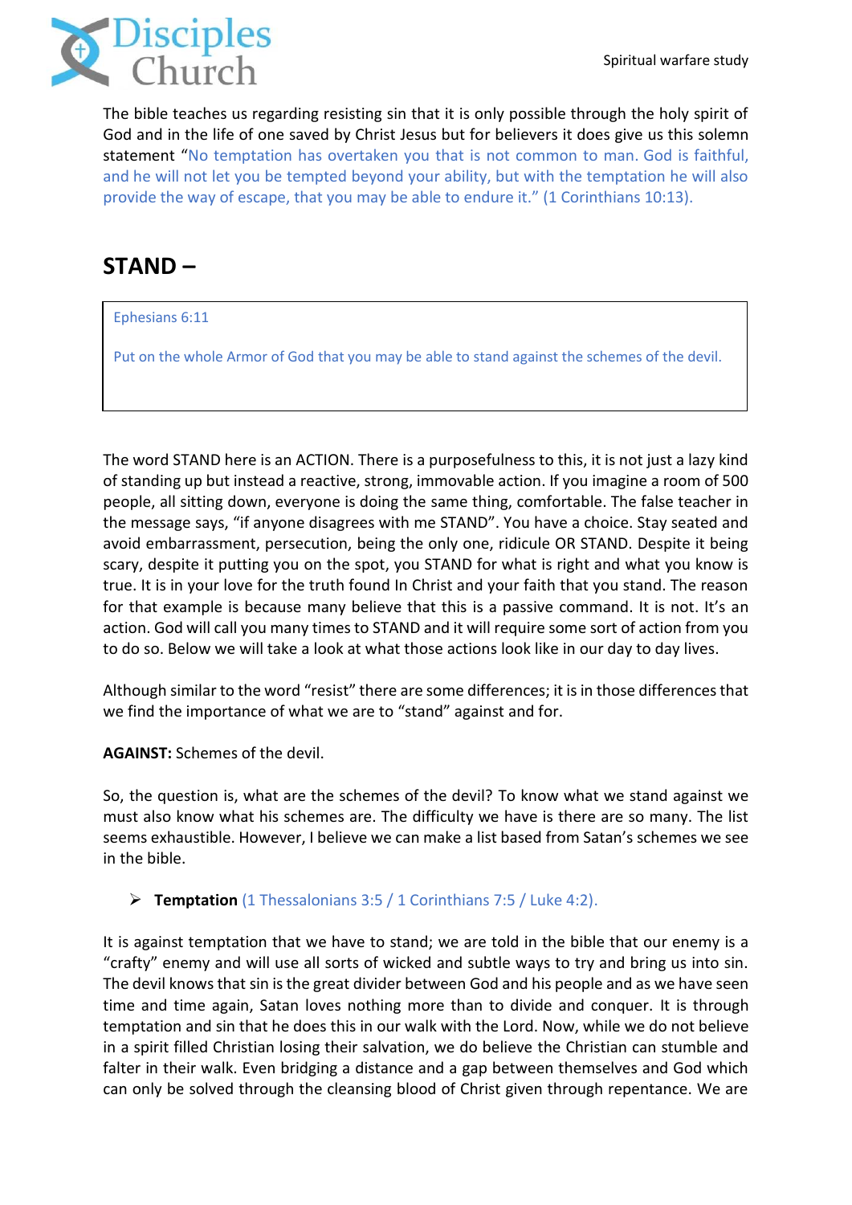The bible teaches us regarding resisting sin that it is only possible through the holy spirit of God and in the life of one saved by Christ Jesus but for believers it does give us this solemn statement "No temptation has overtaken you that is not common to man. God is faithful, and he will not let you be tempted beyond your ability, but with the temptation he will also provide the way of escape, that you may be able to endure it." (1 Corinthians 10:13).

## STAND –

> Ephesians 6:11
>
> Put on the whole Armor of God that you may be able to stand against the schemes of the devil.

The word STAND here is an ACTION. There is a purposefulness to this, it is not just a lazy kind of standing up but instead a reactive, strong, immovable action. If you imagine a room of 500 people, all sitting down, everyone is doing the same thing, comfortable. The false teacher in the message says, "if anyone disagrees with me STAND". You have a choice. Stay seated and avoid embarrassment, persecution, being the only one, ridicule OR STAND. Despite it being scary, despite it putting you on the spot, you STAND for what is right and what you know is true. It is in your love for the truth found In Christ and your faith that you stand. The reason for that example is because many believe that this is a passive command. It is not. It's an action. God will call you many times to STAND and it will require some sort of action from you to do so. Below we will take a look at what those actions look like in our day to day lives.

Although similar to the word "resist" there are some differences; it is in those differences that we find the importance of what we are to "stand" against and for.

**AGAINST:** Schemes of the devil.

So, the question is, what are the schemes of the devil? To know what we stand against we must also know what his schemes are. The difficulty we have is there are so many. The list seems exhaustible. However, I believe we can make a list based from Satan's schemes we see in the bible.

- **Temptation** (1 Thessalonians 3:5 / 1 Corinthians 7:5 / Luke 4:2).

It is against temptation that we have to stand; we are told in the bible that our enemy is a "crafty" enemy and will use all sorts of wicked and subtle ways to try and bring us into sin. The devil knows that sin is the great divider between God and his people and as we have seen time and time again, Satan loves nothing more than to divide and conquer. It is through temptation and sin that he does this in our walk with the Lord. Now, while we do not believe in a spirit filled Christian losing their salvation, we do believe the Christian can stumble and falter in their walk. Even bridging a distance and a gap between themselves and God which can only be solved through the cleansing blood of Christ given through repentance. We are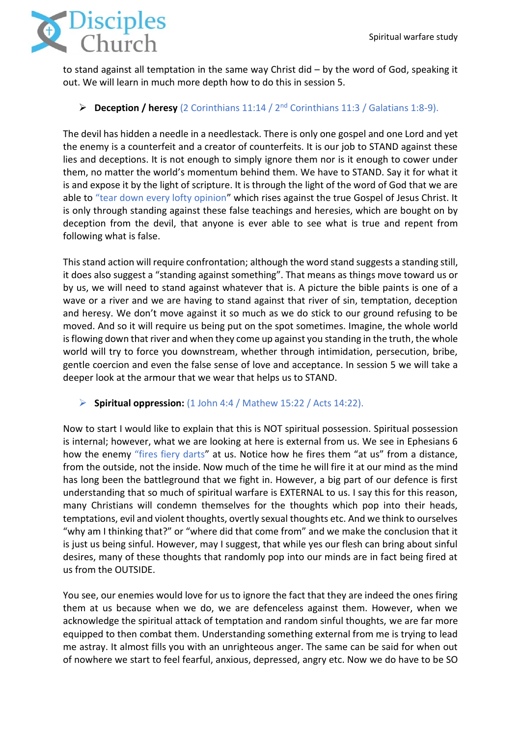to stand against all temptation in the same way Christ did – by the word of God, speaking it out. We will learn in much more depth how to do this in session 5.

- **Deception / heresy** (2 Corinthians 11:14 / 2nd Corinthians 11:3 / Galatians 1:8-9).

The devil has hidden a needle in a needlestack. There is only one gospel and one Lord and yet the enemy is a counterfeit and a creator of counterfeits. It is our job to STAND against these lies and deceptions. It is not enough to simply ignore them nor is it enough to cower under them, no matter the world's momentum behind them. We have to STAND. Say it for what it is and expose it by the light of scripture. It is through the light of the word of God that we are able to "tear down every lofty opinion" which rises against the true Gospel of Jesus Christ. It is only through standing against these false teachings and heresies, which are bought on by deception from the devil, that anyone is ever able to see what is true and repent from following what is false.

This stand action will require confrontation; although the word stand suggests a standing still, it does also suggest a "standing against something". That means as things move toward us or by us, we will need to stand against whatever that is. A picture the bible paints is one of a wave or a river and we are having to stand against that river of sin, temptation, deception and heresy. We don't move against it so much as we do stick to our ground refusing to be moved. And so it will require us being put on the spot sometimes. Imagine, the whole world is flowing down that river and when they come up against you standing in the truth, the whole world will try to force you downstream, whether through intimidation, persecution, bribe, gentle coercion and even the false sense of love and acceptance. In session 5 we will take a deeper look at the armour that we wear that helps us to STAND.

- **Spiritual oppression:** (1 John 4:4 / Mathew 15:22 / Acts 14:22).

Now to start I would like to explain that this is NOT spiritual possession. Spiritual possession is internal; however, what we are looking at here is external from us. We see in Ephesians 6 how the enemy "fires fiery darts" at us. Notice how he fires them "at us" from a distance, from the outside, not the inside. Now much of the time he will fire it at our mind as the mind has long been the battleground that we fight in. However, a big part of our defence is first understanding that so much of spiritual warfare is EXTERNAL to us. I say this for this reason, many Christians will condemn themselves for the thoughts which pop into their heads, temptations, evil and violent thoughts, overtly sexual thoughts etc. And we think to ourselves "why am I thinking that?" or "where did that come from" and we make the conclusion that it is just us being sinful. However, may I suggest, that while yes our flesh can bring about sinful desires, many of these thoughts that randomly pop into our minds are in fact being fired at us from the OUTSIDE.

You see, our enemies would love for us to ignore the fact that they are indeed the ones firing them at us because when we do, we are defenceless against them. However, when we acknowledge the spiritual attack of temptation and random sinful thoughts, we are far more equipped to then combat them. Understanding something external from me is trying to lead me astray. It almost fills you with an unrighteous anger. The same can be said for when out of nowhere we start to feel fearful, anxious, depressed, angry etc. Now we do have to be SO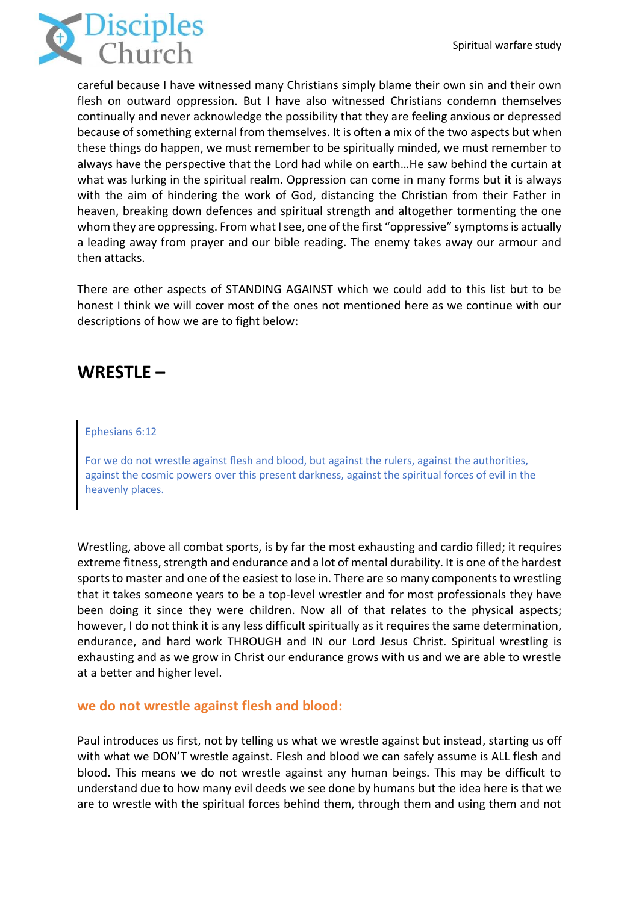careful because I have witnessed many Christians simply blame their own sin and their own flesh on outward oppression. But I have also witnessed Christians condemn themselves continually and never acknowledge the possibility that they are feeling anxious or depressed because of something external from themselves. It is often a mix of the two aspects but when these things do happen, we must remember to be spiritually minded, we must remember to always have the perspective that the Lord had while on earth…He saw behind the curtain at what was lurking in the spiritual realm. Oppression can come in many forms but it is always with the aim of hindering the work of God, distancing the Christian from their Father in heaven, breaking down defences and spiritual strength and altogether tormenting the one whom they are oppressing. From what I see, one of the first "oppressive" symptoms is actually a leading away from prayer and our bible reading. The enemy takes away our armour and then attacks.

There are other aspects of STANDING AGAINST which we could add to this list but to be honest I think we will cover most of the ones not mentioned here as we continue with our descriptions of how we are to fight below:

## WRESTLE –

> Ephesians 6:12
>
> For we do not wrestle against flesh and blood, but against the rulers, against the authorities, against the cosmic powers over this present darkness, against the spiritual forces of evil in the heavenly places.

Wrestling, above all combat sports, is by far the most exhausting and cardio filled; it requires extreme fitness, strength and endurance and a lot of mental durability. It is one of the hardest sports to master and one of the easiest to lose in. There are so many components to wrestling that it takes someone years to be a top-level wrestler and for most professionals they have been doing it since they were children. Now all of that relates to the physical aspects; however, I do not think it is any less difficult spiritually as it requires the same determination, endurance, and hard work THROUGH and IN our Lord Jesus Christ. Spiritual wrestling is exhausting and as we grow in Christ our endurance grows with us and we are able to wrestle at a better and higher level.

### we do not wrestle against flesh and blood:

Paul introduces us first, not by telling us what we wrestle against but instead, starting us off with what we DON'T wrestle against. Flesh and blood we can safely assume is ALL flesh and blood. This means we do not wrestle against any human beings. This may be difficult to understand due to how many evil deeds we see done by humans but the idea here is that we are to wrestle with the spiritual forces behind them, through them and using them and not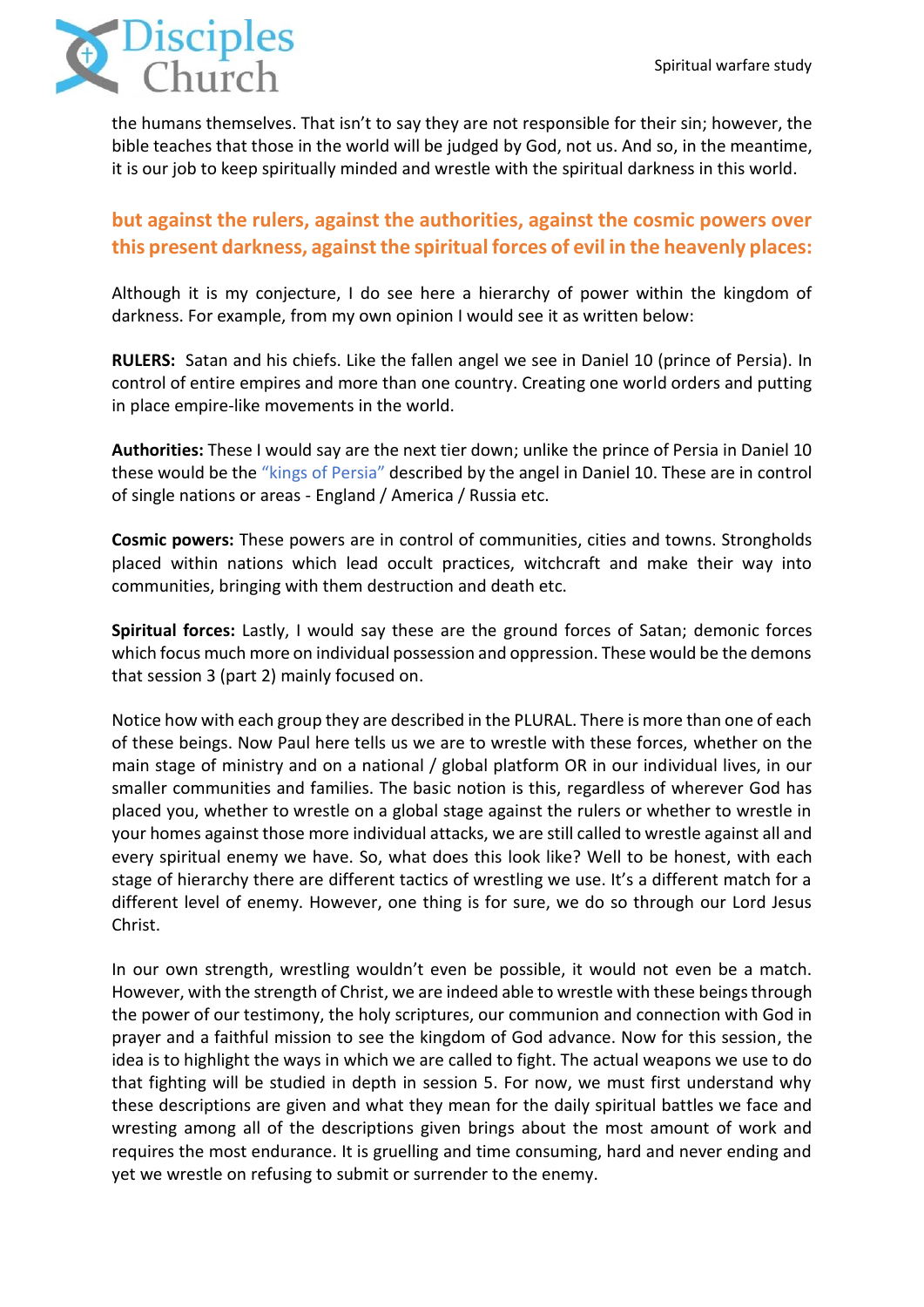the humans themselves. That isn't to say they are not responsible for their sin; however, the bible teaches that those in the world will be judged by God, not us. And so, in the meantime, it is our job to keep spiritually minded and wrestle with the spiritual darkness in this world.

### but against the rulers, against the authorities, against the cosmic powers over this present darkness, against the spiritual forces of evil in the heavenly places:

Although it is my conjecture, I do see here a hierarchy of power within the kingdom of darkness. For example, from my own opinion I would see it as written below:

**RULERS:** Satan and his chiefs. Like the fallen angel we see in Daniel 10 (prince of Persia). In control of entire empires and more than one country. Creating one world orders and putting in place empire-like movements in the world.

**Authorities:** These I would say are the next tier down; unlike the prince of Persia in Daniel 10 these would be the "kings of Persia" described by the angel in Daniel 10. These are in control of single nations or areas - England / America / Russia etc.

**Cosmic powers:** These powers are in control of communities, cities and towns. Strongholds placed within nations which lead occult practices, witchcraft and make their way into communities, bringing with them destruction and death etc.

**Spiritual forces:** Lastly, I would say these are the ground forces of Satan; demonic forces which focus much more on individual possession and oppression. These would be the demons that session 3 (part 2) mainly focused on.

Notice how with each group they are described in the PLURAL. There is more than one of each of these beings. Now Paul here tells us we are to wrestle with these forces, whether on the main stage of ministry and on a national / global platform OR in our individual lives, in our smaller communities and families. The basic notion is this, regardless of wherever God has placed you, whether to wrestle on a global stage against the rulers or whether to wrestle in your homes against those more individual attacks, we are still called to wrestle against all and every spiritual enemy we have. So, what does this look like? Well to be honest, with each stage of hierarchy there are different tactics of wrestling we use. It's a different match for a different level of enemy. However, one thing is for sure, we do so through our Lord Jesus Christ.

In our own strength, wrestling wouldn't even be possible, it would not even be a match. However, with the strength of Christ, we are indeed able to wrestle with these beings through the power of our testimony, the holy scriptures, our communion and connection with God in prayer and a faithful mission to see the kingdom of God advance. Now for this session, the idea is to highlight the ways in which we are called to fight. The actual weapons we use to do that fighting will be studied in depth in session 5. For now, we must first understand why these descriptions are given and what they mean for the daily spiritual battles we face and wresting among all of the descriptions given brings about the most amount of work and requires the most endurance. It is gruelling and time consuming, hard and never ending and yet we wrestle on refusing to submit or surrender to the enemy.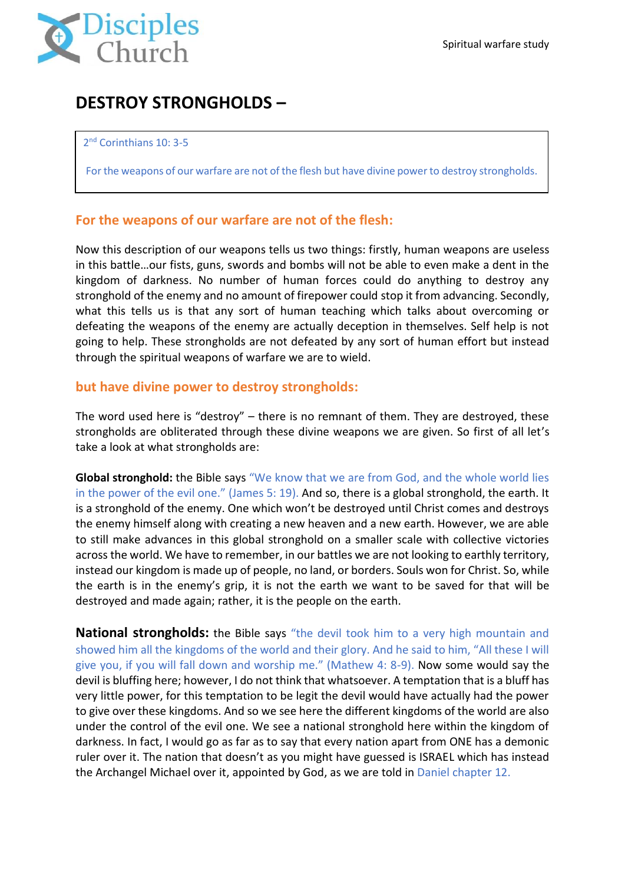# DESTROY STRONGHOLDS –

> 2nd Corinthians 10: 3-5
>
> For the weapons of our warfare are not of the flesh but have divine power to destroy strongholds.

## For the weapons of our warfare are not of the flesh:

Now this description of our weapons tells us two things: firstly, human weapons are useless in this battle…our fists, guns, swords and bombs will not be able to even make a dent in the kingdom of darkness. No number of human forces could do anything to destroy any stronghold of the enemy and no amount of firepower could stop it from advancing. Secondly, what this tells us is that any sort of human teaching which talks about overcoming or defeating the weapons of the enemy are actually deception in themselves. Self help is not going to help. These strongholds are not defeated by any sort of human effort but instead through the spiritual weapons of warfare we are to wield.

## but have divine power to destroy strongholds:

The word used here is "destroy" – there is no remnant of them. They are destroyed, these strongholds are obliterated through these divine weapons we are given. So first of all let's take a look at what strongholds are:

**Global stronghold:** the Bible says "We know that we are from God, and the whole world lies in the power of the evil one." (James 5: 19). And so, there is a global stronghold, the earth. It is a stronghold of the enemy. One which won't be destroyed until Christ comes and destroys the enemy himself along with creating a new heaven and a new earth. However, we are able to still make advances in this global stronghold on a smaller scale with collective victories across the world. We have to remember, in our battles we are not looking to earthly territory, instead our kingdom is made up of people, no land, or borders. Souls won for Christ. So, while the earth is in the enemy's grip, it is not the earth we want to be saved for that will be destroyed and made again; rather, it is the people on the earth.

**National strongholds:** the Bible says "the devil took him to a very high mountain and showed him all the kingdoms of the world and their glory. And he said to him, "All these I will give you, if you will fall down and worship me." (Mathew 4: 8-9). Now some would say the devil is bluffing here; however, I do not think that whatsoever. A temptation that is a bluff has very little power, for this temptation to be legit the devil would have actually had the power to give over these kingdoms. And so we see here the different kingdoms of the world are also under the control of the evil one. We see a national stronghold here within the kingdom of darkness. In fact, I would go as far as to say that every nation apart from ONE has a demonic ruler over it. The nation that doesn't as you might have guessed is ISRAEL which has instead the Archangel Michael over it, appointed by God, as we are told in Daniel chapter 12.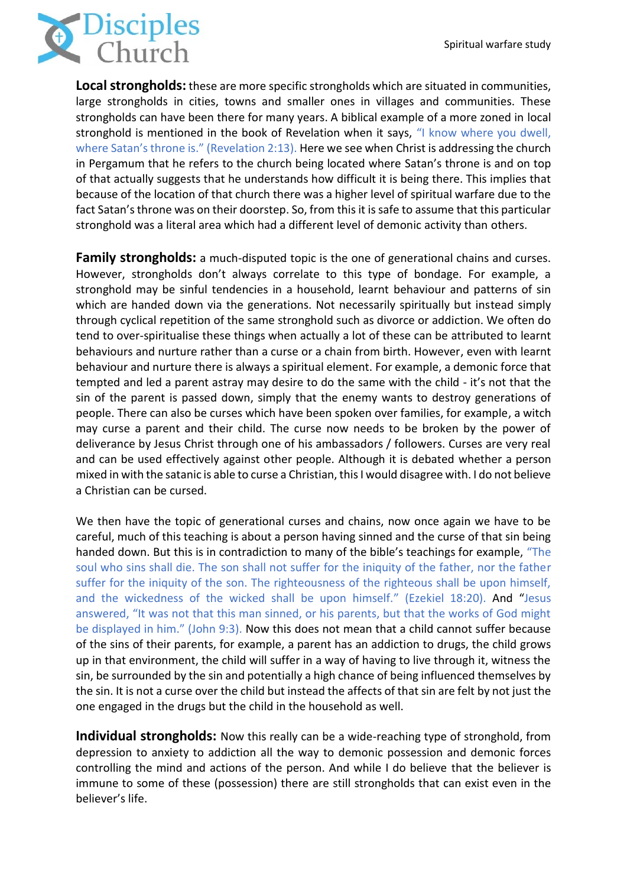**Local strongholds:** these are more specific strongholds which are situated in communities, large strongholds in cities, towns and smaller ones in villages and communities. These strongholds can have been there for many years. A biblical example of a more zoned in local stronghold is mentioned in the book of Revelation when it says, "I know where you dwell, where Satan's throne is." (Revelation 2:13). Here we see when Christ is addressing the church in Pergamum that he refers to the church being located where Satan's throne is and on top of that actually suggests that he understands how difficult it is being there. This implies that because of the location of that church there was a higher level of spiritual warfare due to the fact Satan's throne was on their doorstep. So, from this it is safe to assume that this particular stronghold was a literal area which had a different level of demonic activity than others.

**Family strongholds:** a much-disputed topic is the one of generational chains and curses. However, strongholds don't always correlate to this type of bondage. For example, a stronghold may be sinful tendencies in a household, learnt behaviour and patterns of sin which are handed down via the generations. Not necessarily spiritually but instead simply through cyclical repetition of the same stronghold such as divorce or addiction. We often do tend to over-spiritualise these things when actually a lot of these can be attributed to learnt behaviours and nurture rather than a curse or a chain from birth. However, even with learnt behaviour and nurture there is always a spiritual element. For example, a demonic force that tempted and led a parent astray may desire to do the same with the child - it's not that the sin of the parent is passed down, simply that the enemy wants to destroy generations of people. There can also be curses which have been spoken over families, for example, a witch may curse a parent and their child. The curse now needs to be broken by the power of deliverance by Jesus Christ through one of his ambassadors / followers. Curses are very real and can be used effectively against other people. Although it is debated whether a person mixed in with the satanic is able to curse a Christian, this I would disagree with. I do not believe a Christian can be cursed.

We then have the topic of generational curses and chains, now once again we have to be careful, much of this teaching is about a person having sinned and the curse of that sin being handed down. But this is in contradiction to many of the bible's teachings for example, "The soul who sins shall die. The son shall not suffer for the iniquity of the father, nor the father suffer for the iniquity of the son. The righteousness of the righteous shall be upon himself, and the wickedness of the wicked shall be upon himself." (Ezekiel 18:20). And "Jesus answered, "It was not that this man sinned, or his parents, but that the works of God might be displayed in him." (John 9:3). Now this does not mean that a child cannot suffer because of the sins of their parents, for example, a parent has an addiction to drugs, the child grows up in that environment, the child will suffer in a way of having to live through it, witness the sin, be surrounded by the sin and potentially a high chance of being influenced themselves by the sin. It is not a curse over the child but instead the affects of that sin are felt by not just the one engaged in the drugs but the child in the household as well.

**Individual strongholds:** Now this really can be a wide-reaching type of stronghold, from depression to anxiety to addiction all the way to demonic possession and demonic forces controlling the mind and actions of the person. And while I do believe that the believer is immune to some of these (possession) there are still strongholds that can exist even in the believer's life.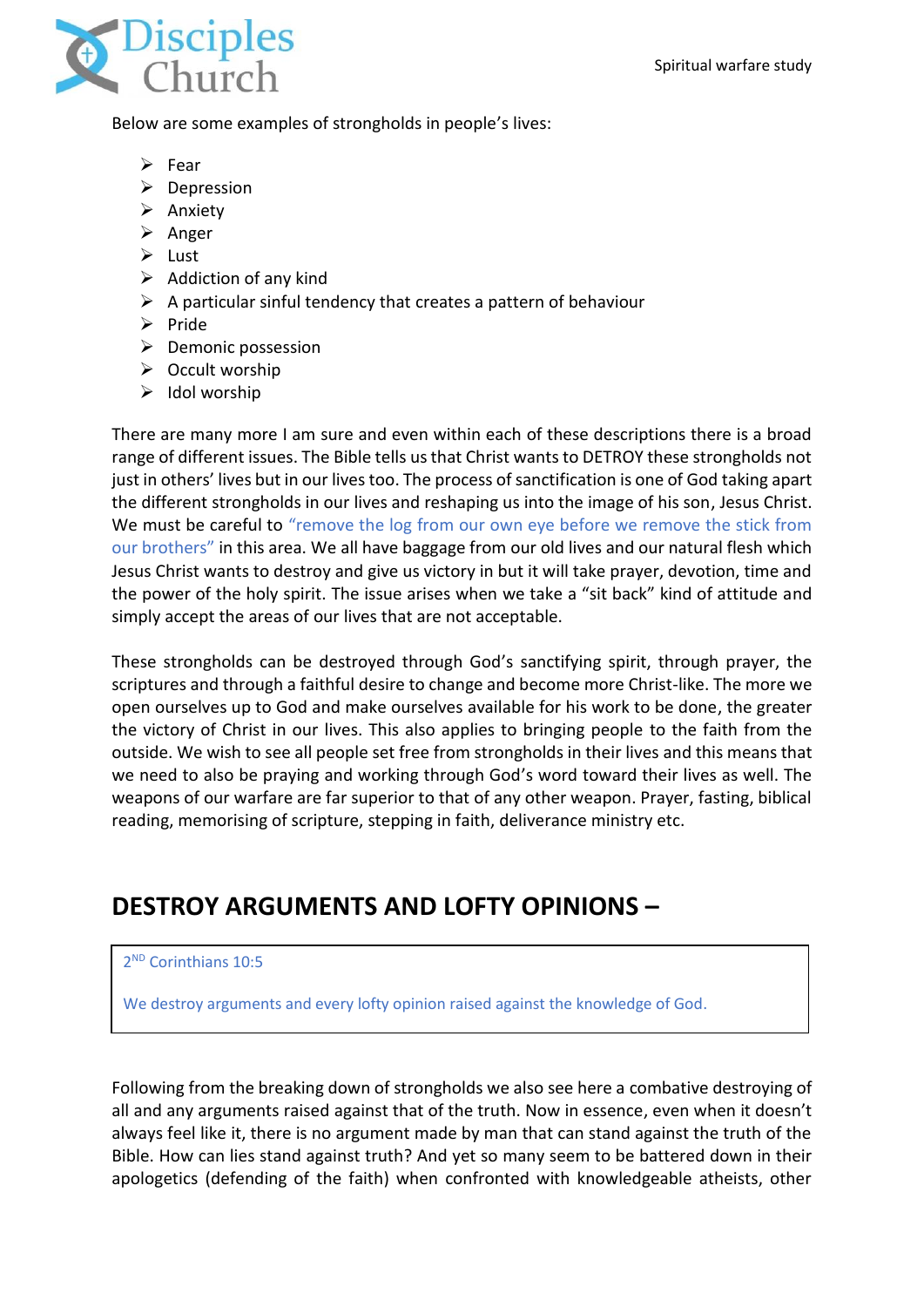Below are some examples of strongholds in people's lives:

- Fear
- Depression
- Anxiety
- Anger
- Lust
- Addiction of any kind
- A particular sinful tendency that creates a pattern of behaviour
- Pride
- Demonic possession
- Occult worship
- Idol worship

There are many more I am sure and even within each of these descriptions there is a broad range of different issues. The Bible tells us that Christ wants to DETROY these strongholds not just in others' lives but in our lives too. The process of sanctification is one of God taking apart the different strongholds in our lives and reshaping us into the image of his son, Jesus Christ. We must be careful to "remove the log from our own eye before we remove the stick from our brothers" in this area. We all have baggage from our old lives and our natural flesh which Jesus Christ wants to destroy and give us victory in but it will take prayer, devotion, time and the power of the holy spirit. The issue arises when we take a "sit back" kind of attitude and simply accept the areas of our lives that are not acceptable.

These strongholds can be destroyed through God's sanctifying spirit, through prayer, the scriptures and through a faithful desire to change and become more Christ-like. The more we open ourselves up to God and make ourselves available for his work to be done, the greater the victory of Christ in our lives. This also applies to bringing people to the faith from the outside. We wish to see all people set free from strongholds in their lives and this means that we need to also be praying and working through God's word toward their lives as well. The weapons of our warfare are far superior to that of any other weapon. Prayer, fasting, biblical reading, memorising of scripture, stepping in faith, deliverance ministry etc.

## DESTROY ARGUMENTS AND LOFTY OPINIONS –

> 2ND Corinthians 10:5
>
> We destroy arguments and every lofty opinion raised against the knowledge of God.

Following from the breaking down of strongholds we also see here a combative destroying of all and any arguments raised against that of the truth. Now in essence, even when it doesn't always feel like it, there is no argument made by man that can stand against the truth of the Bible. How can lies stand against truth? And yet so many seem to be battered down in their apologetics (defending of the faith) when confronted with knowledgeable atheists, other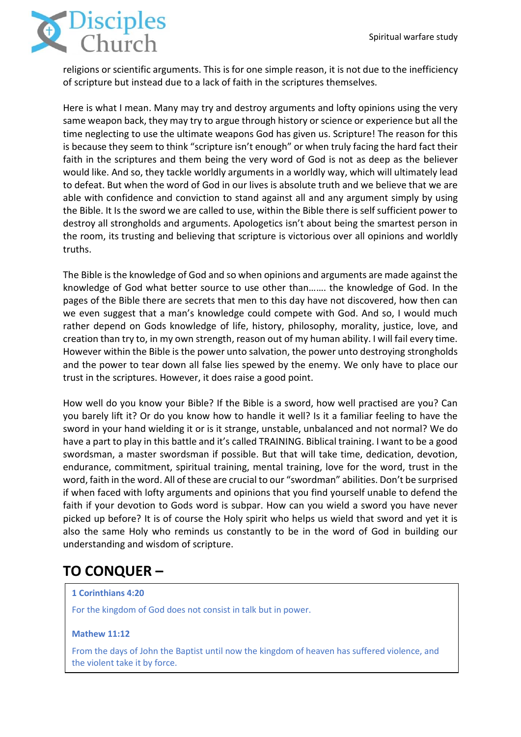religions or scientific arguments. This is for one simple reason, it is not due to the inefficiency of scripture but instead due to a lack of faith in the scriptures themselves.

Here is what I mean. Many may try and destroy arguments and lofty opinions using the very same weapon back, they may try to argue through history or science or experience but all the time neglecting to use the ultimate weapons God has given us. Scripture! The reason for this is because they seem to think "scripture isn't enough" or when truly facing the hard fact their faith in the scriptures and them being the very word of God is not as deep as the believer would like. And so, they tackle worldly arguments in a worldly way, which will ultimately lead to defeat. But when the word of God in our lives is absolute truth and we believe that we are able with confidence and conviction to stand against all and any argument simply by using the Bible. It Is the sword we are called to use, within the Bible there is self sufficient power to destroy all strongholds and arguments. Apologetics isn't about being the smartest person in the room, its trusting and believing that scripture is victorious over all opinions and worldly truths.

The Bible is the knowledge of God and so when opinions and arguments are made against the knowledge of God what better source to use other than……. the knowledge of God. In the pages of the Bible there are secrets that men to this day have not discovered, how then can we even suggest that a man's knowledge could compete with God. And so, I would much rather depend on Gods knowledge of life, history, philosophy, morality, justice, love, and creation than try to, in my own strength, reason out of my human ability. I will fail every time. However within the Bible is the power unto salvation, the power unto destroying strongholds and the power to tear down all false lies spewed by the enemy. We only have to place our trust in the scriptures. However, it does raise a good point.

How well do you know your Bible? If the Bible is a sword, how well practised are you? Can you barely lift it? Or do you know how to handle it well? Is it a familiar feeling to have the sword in your hand wielding it or is it strange, unstable, unbalanced and not normal? We do have a part to play in this battle and it's called TRAINING. Biblical training. I want to be a good swordsman, a master swordsman if possible. But that will take time, dedication, devotion, endurance, commitment, spiritual training, mental training, love for the word, trust in the word, faith in the word. All of these are crucial to our "swordman" abilities. Don't be surprised if when faced with lofty arguments and opinions that you find yourself unable to defend the faith if your devotion to Gods word is subpar. How can you wield a sword you have never picked up before? It is of course the Holy spirit who helps us wield that sword and yet it is also the same Holy who reminds us constantly to be in the word of God in building our understanding and wisdom of scripture.

## TO CONQUER –

> **1 Corinthians 4:20**
>
> For the kingdom of God does not consist in talk but in power.
>
> **Mathew 11:12**
>
> From the days of John the Baptist until now the kingdom of heaven has suffered violence, and the violent take it by force.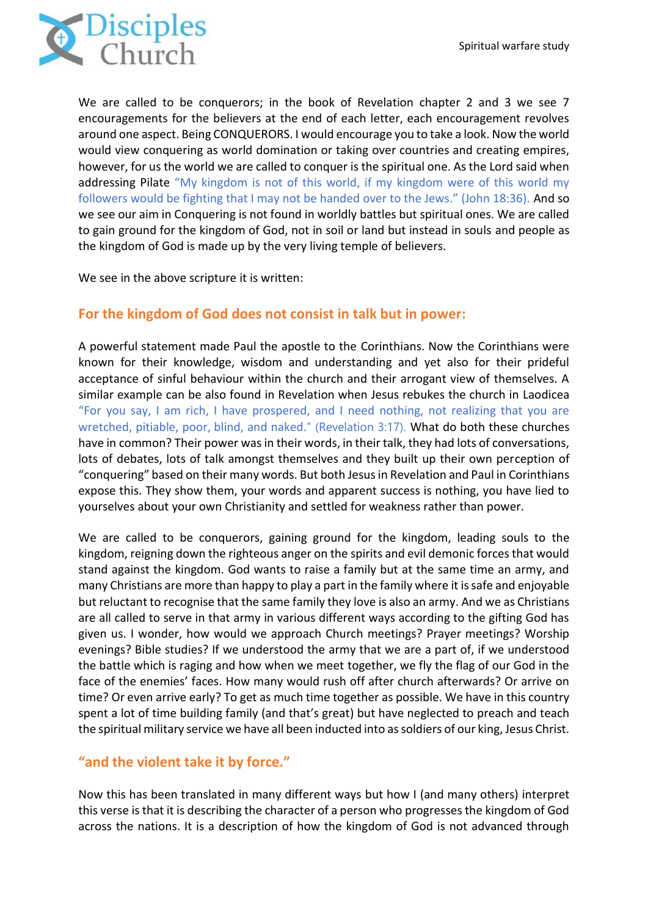We are called to be conquerors; in the book of Revelation chapter 2 and 3 we see 7 encouragements for the believers at the end of each letter, each encouragement revolves around one aspect. Being CONQUERORS. I would encourage you to take a look. Now the world would view conquering as world domination or taking over countries and creating empires, however, for us the world we are called to conquer is the spiritual one. As the Lord said when addressing Pilate "My kingdom is not of this world, if my kingdom were of this world my followers would be fighting that I may not be handed over to the Jews." (John 18:36). And so we see our aim in Conquering is not found in worldly battles but spiritual ones. We are called to gain ground for the kingdom of God, not in soil or land but instead in souls and people as the kingdom of God is made up by the very living temple of believers.

We see in the above scripture it is written:

## For the kingdom of God does not consist in talk but in power:

A powerful statement made Paul the apostle to the Corinthians. Now the Corinthians were known for their knowledge, wisdom and understanding and yet also for their prideful acceptance of sinful behaviour within the church and their arrogant view of themselves. A similar example can be also found in Revelation when Jesus rebukes the church in Laodicea "For you say, I am rich, I have prospered, and I need nothing, not realizing that you are wretched, pitiable, poor, blind, and naked." (Revelation 3:17). What do both these churches have in common? Their power was in their words, in their talk, they had lots of conversations, lots of debates, lots of talk amongst themselves and they built up their own perception of "conquering" based on their many words. But both Jesus in Revelation and Paul in Corinthians expose this. They show them, your words and apparent success is nothing, you have lied to yourselves about your own Christianity and settled for weakness rather than power.

We are called to be conquerors, gaining ground for the kingdom, leading souls to the kingdom, reigning down the righteous anger on the spirits and evil demonic forces that would stand against the kingdom. God wants to raise a family but at the same time an army, and many Christians are more than happy to play a part in the family where it is safe and enjoyable but reluctant to recognise that the same family they love is also an army. And we as Christians are all called to serve in that army in various different ways according to the gifting God has given us. I wonder, how would we approach Church meetings? Prayer meetings? Worship evenings? Bible studies? If we understood the army that we are a part of, if we understood the battle which is raging and how when we meet together, we fly the flag of our God in the face of the enemies' faces. How many would rush off after church afterwards? Or arrive on time? Or even arrive early? To get as much time together as possible. We have in this country spent a lot of time building family (and that's great) but have neglected to preach and teach the spiritual military service we have all been inducted into as soldiers of our king, Jesus Christ.

## "and the violent take it by force."

Now this has been translated in many different ways but how I (and many others) interpret this verse is that it is describing the character of a person who progresses the kingdom of God across the nations. It is a description of how the kingdom of God is not advanced through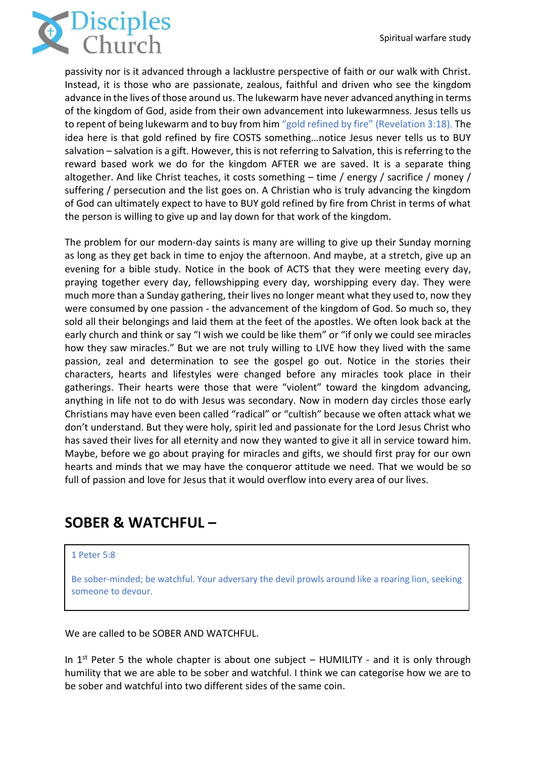passivity nor is it advanced through a lacklustre perspective of faith or our walk with Christ. Instead, it is those who are passionate, zealous, faithful and driven who see the kingdom advance in the lives of those around us. The lukewarm have never advanced anything in terms of the kingdom of God, aside from their own advancement into lukewarmness. Jesus tells us to repent of being lukewarm and to buy from him "gold refined by fire" (Revelation 3:18). The idea here is that gold refined by fire COSTS something…notice Jesus never tells us to BUY salvation – salvation is a gift. However, this is not referring to Salvation, this is referring to the reward based work we do for the kingdom AFTER we are saved. It is a separate thing altogether. And like Christ teaches, it costs something – time / energy / sacrifice / money / suffering / persecution and the list goes on. A Christian who is truly advancing the kingdom of God can ultimately expect to have to BUY gold refined by fire from Christ in terms of what the person is willing to give up and lay down for that work of the kingdom.

The problem for our modern-day saints is many are willing to give up their Sunday morning as long as they get back in time to enjoy the afternoon. And maybe, at a stretch, give up an evening for a bible study. Notice in the book of ACTS that they were meeting every day, praying together every day, fellowshipping every day, worshipping every day. They were much more than a Sunday gathering, their lives no longer meant what they used to, now they were consumed by one passion - the advancement of the kingdom of God. So much so, they sold all their belongings and laid them at the feet of the apostles. We often look back at the early church and think or say "I wish we could be like them" or "if only we could see miracles how they saw miracles." But we are not truly willing to LIVE how they lived with the same passion, zeal and determination to see the gospel go out. Notice in the stories their characters, hearts and lifestyles were changed before any miracles took place in their gatherings. Their hearts were those that were "violent" toward the kingdom advancing, anything in life not to do with Jesus was secondary. Now in modern day circles those early Christians may have even been called "radical" or "cultish" because we often attack what we don't understand. But they were holy, spirit led and passionate for the Lord Jesus Christ who has saved their lives for all eternity and now they wanted to give it all in service toward him. Maybe, before we go about praying for miracles and gifts, we should first pray for our own hearts and minds that we may have the conqueror attitude we need. That we would be so full of passion and love for Jesus that it would overflow into every area of our lives.

## SOBER & WATCHFUL –

> 1 Peter 5:8
>
> Be sober-minded; be watchful. Your adversary the devil prowls around like a roaring lion, seeking someone to devour.

We are called to be SOBER AND WATCHFUL.

In 1st Peter 5 the whole chapter is about one subject – HUMILITY - and it is only through humility that we are able to be sober and watchful. I think we can categorise how we are to be sober and watchful into two different sides of the same coin.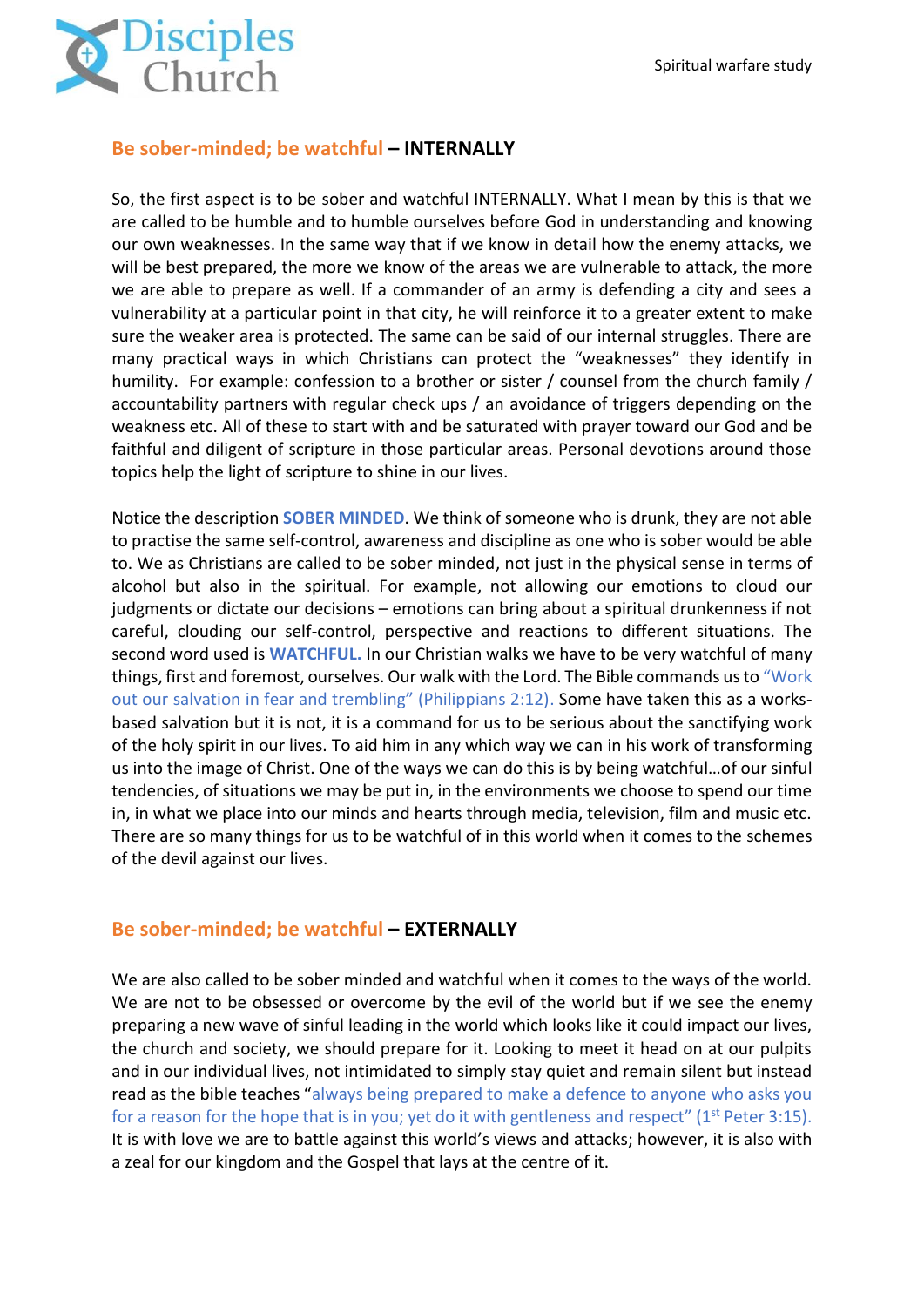## Be sober-minded; be watchful – INTERNALLY

So, the first aspect is to be sober and watchful INTERNALLY. What I mean by this is that we are called to be humble and to humble ourselves before God in understanding and knowing our own weaknesses. In the same way that if we know in detail how the enemy attacks, we will be best prepared, the more we know of the areas we are vulnerable to attack, the more we are able to prepare as well. If a commander of an army is defending a city and sees a vulnerability at a particular point in that city, he will reinforce it to a greater extent to make sure the weaker area is protected. The same can be said of our internal struggles. There are many practical ways in which Christians can protect the "weaknesses" they identify in humility. For example: confession to a brother or sister / counsel from the church family / accountability partners with regular check ups / an avoidance of triggers depending on the weakness etc. All of these to start with and be saturated with prayer toward our God and be faithful and diligent of scripture in those particular areas. Personal devotions around those topics help the light of scripture to shine in our lives.

Notice the description **SOBER MINDED**. We think of someone who is drunk, they are not able to practise the same self-control, awareness and discipline as one who is sober would be able to. We as Christians are called to be sober minded, not just in the physical sense in terms of alcohol but also in the spiritual. For example, not allowing our emotions to cloud our judgments or dictate our decisions – emotions can bring about a spiritual drunkenness if not careful, clouding our self-control, perspective and reactions to different situations. The second word used is **WATCHFUL.** In our Christian walks we have to be very watchful of many things, first and foremost, ourselves. Our walk with the Lord. The Bible commands us to "Work out our salvation in fear and trembling" (Philippians 2:12). Some have taken this as a works-based salvation but it is not, it is a command for us to be serious about the sanctifying work of the holy spirit in our lives. To aid him in any which way we can in his work of transforming us into the image of Christ. One of the ways we can do this is by being watchful…of our sinful tendencies, of situations we may be put in, in the environments we choose to spend our time in, in what we place into our minds and hearts through media, television, film and music etc. There are so many things for us to be watchful of in this world when it comes to the schemes of the devil against our lives.

## Be sober-minded; be watchful – EXTERNALLY

We are also called to be sober minded and watchful when it comes to the ways of the world. We are not to be obsessed or overcome by the evil of the world but if we see the enemy preparing a new wave of sinful leading in the world which looks like it could impact our lives, the church and society, we should prepare for it. Looking to meet it head on at our pulpits and in our individual lives, not intimidated to simply stay quiet and remain silent but instead read as the bible teaches "always being prepared to make a defence to anyone who asks you for a reason for the hope that is in you; yet do it with gentleness and respect" (1st Peter 3:15). It is with love we are to battle against this world's views and attacks; however, it is also with a zeal for our kingdom and the Gospel that lays at the centre of it.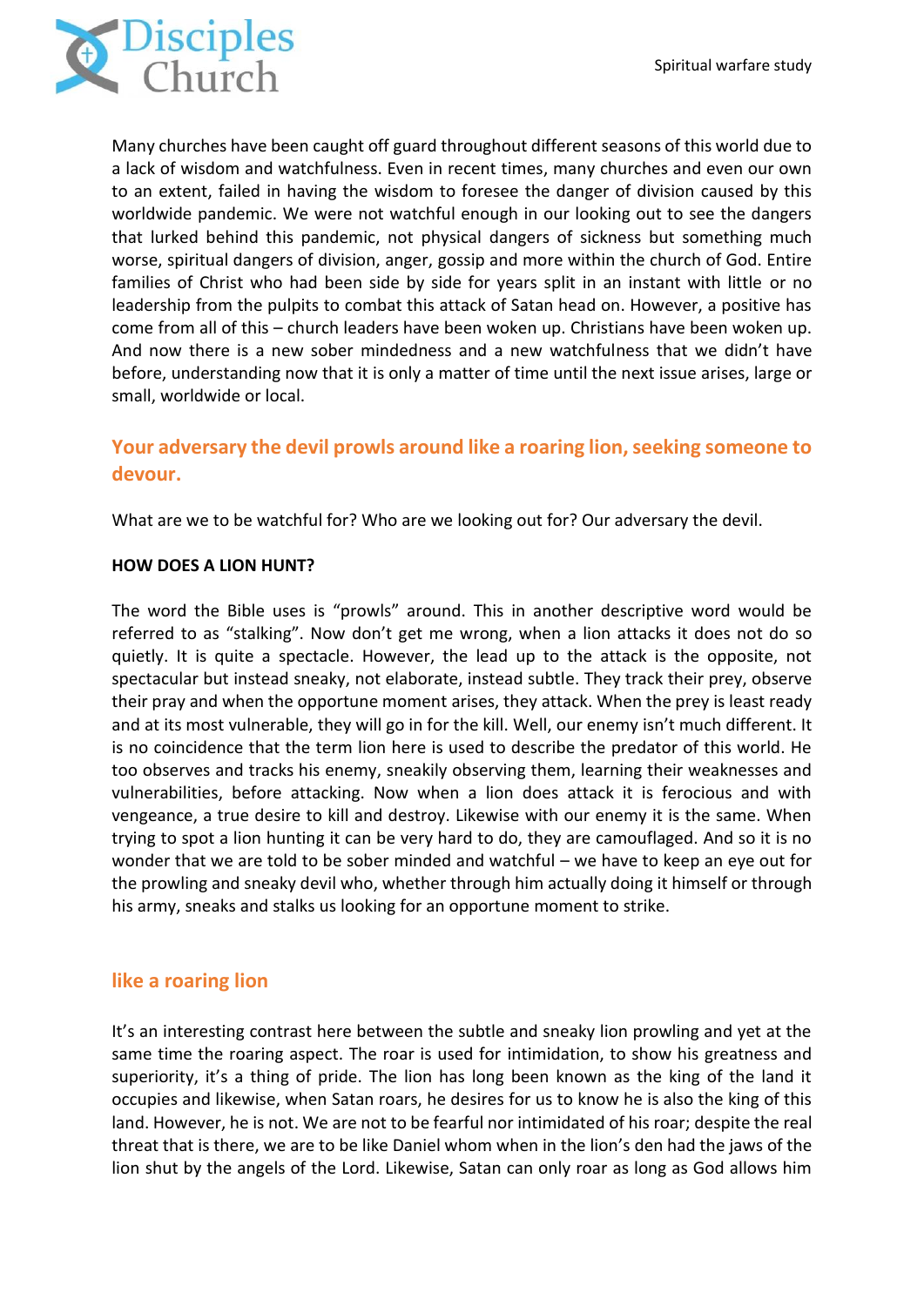Many churches have been caught off guard throughout different seasons of this world due to a lack of wisdom and watchfulness. Even in recent times, many churches and even our own to an extent, failed in having the wisdom to foresee the danger of division caused by this worldwide pandemic. We were not watchful enough in our looking out to see the dangers that lurked behind this pandemic, not physical dangers of sickness but something much worse, spiritual dangers of division, anger, gossip and more within the church of God. Entire families of Christ who had been side by side for years split in an instant with little or no leadership from the pulpits to combat this attack of Satan head on. However, a positive has come from all of this – church leaders have been woken up. Christians have been woken up. And now there is a new sober mindedness and a new watchfulness that we didn't have before, understanding now that it is only a matter of time until the next issue arises, large or small, worldwide or local.

## Your adversary the devil prowls around like a roaring lion, seeking someone to devour.

What are we to be watchful for? Who are we looking out for? Our adversary the devil.

**HOW DOES A LION HUNT?**

The word the Bible uses is "prowls" around. This in another descriptive word would be referred to as "stalking". Now don't get me wrong, when a lion attacks it does not do so quietly. It is quite a spectacle. However, the lead up to the attack is the opposite, not spectacular but instead sneaky, not elaborate, instead subtle. They track their prey, observe their pray and when the opportune moment arises, they attack. When the prey is least ready and at its most vulnerable, they will go in for the kill. Well, our enemy isn't much different. It is no coincidence that the term lion here is used to describe the predator of this world. He too observes and tracks his enemy, sneakily observing them, learning their weaknesses and vulnerabilities, before attacking. Now when a lion does attack it is ferocious and with vengeance, a true desire to kill and destroy. Likewise with our enemy it is the same. When trying to spot a lion hunting it can be very hard to do, they are camouflaged. And so it is no wonder that we are told to be sober minded and watchful – we have to keep an eye out for the prowling and sneaky devil who, whether through him actually doing it himself or through his army, sneaks and stalks us looking for an opportune moment to strike.

## like a roaring lion

It's an interesting contrast here between the subtle and sneaky lion prowling and yet at the same time the roaring aspect. The roar is used for intimidation, to show his greatness and superiority, it's a thing of pride. The lion has long been known as the king of the land it occupies and likewise, when Satan roars, he desires for us to know he is also the king of this land. However, he is not. We are not to be fearful nor intimidated of his roar; despite the real threat that is there, we are to be like Daniel whom when in the lion's den had the jaws of the lion shut by the angels of the Lord. Likewise, Satan can only roar as long as God allows him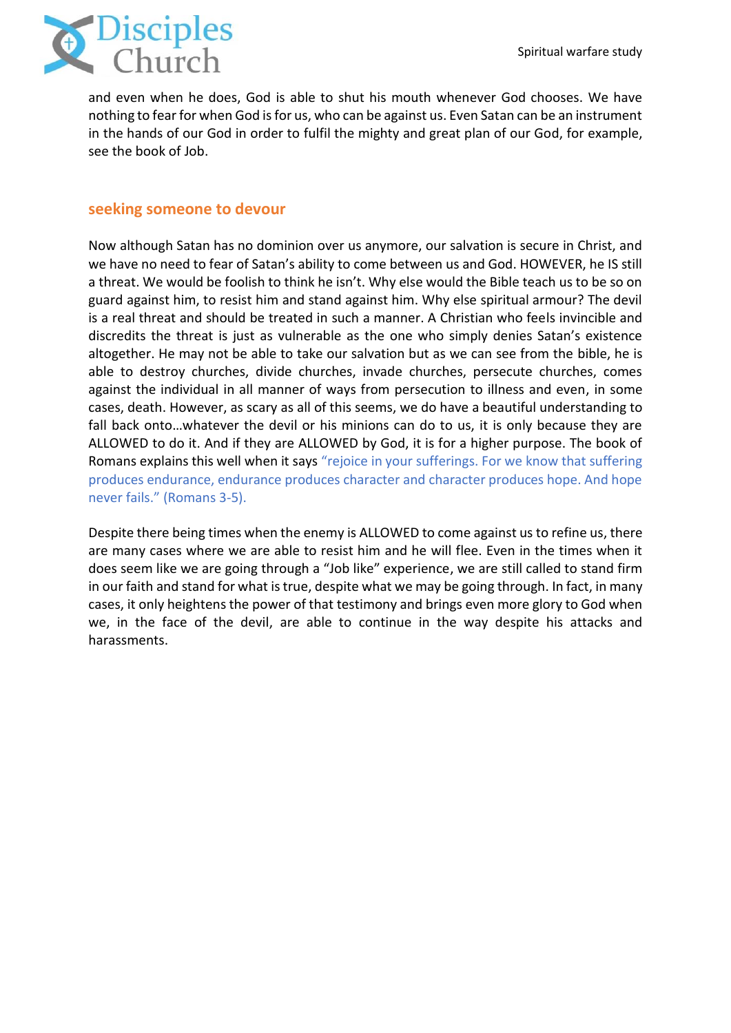and even when he does, God is able to shut his mouth whenever God chooses. We have nothing to fear for when God is for us, who can be against us. Even Satan can be an instrument in the hands of our God in order to fulfil the mighty and great plan of our God, for example, see the book of Job.

## seeking someone to devour

Now although Satan has no dominion over us anymore, our salvation is secure in Christ, and we have no need to fear of Satan's ability to come between us and God. HOWEVER, he IS still a threat. We would be foolish to think he isn't. Why else would the Bible teach us to be so on guard against him, to resist him and stand against him. Why else spiritual armour? The devil is a real threat and should be treated in such a manner. A Christian who feels invincible and discredits the threat is just as vulnerable as the one who simply denies Satan's existence altogether. He may not be able to take our salvation but as we can see from the bible, he is able to destroy churches, divide churches, invade churches, persecute churches, comes against the individual in all manner of ways from persecution to illness and even, in some cases, death. However, as scary as all of this seems, we do have a beautiful understanding to fall back onto…whatever the devil or his minions can do to us, it is only because they are ALLOWED to do it. And if they are ALLOWED by God, it is for a higher purpose. The book of Romans explains this well when it says "rejoice in your sufferings. For we know that suffering produces endurance, endurance produces character and character produces hope. And hope never fails." (Romans 3-5).

Despite there being times when the enemy is ALLOWED to come against us to refine us, there are many cases where we are able to resist him and he will flee. Even in the times when it does seem like we are going through a "Job like" experience, we are still called to stand firm in our faith and stand for what is true, despite what we may be going through. In fact, in many cases, it only heightens the power of that testimony and brings even more glory to God when we, in the face of the devil, are able to continue in the way despite his attacks and harassments.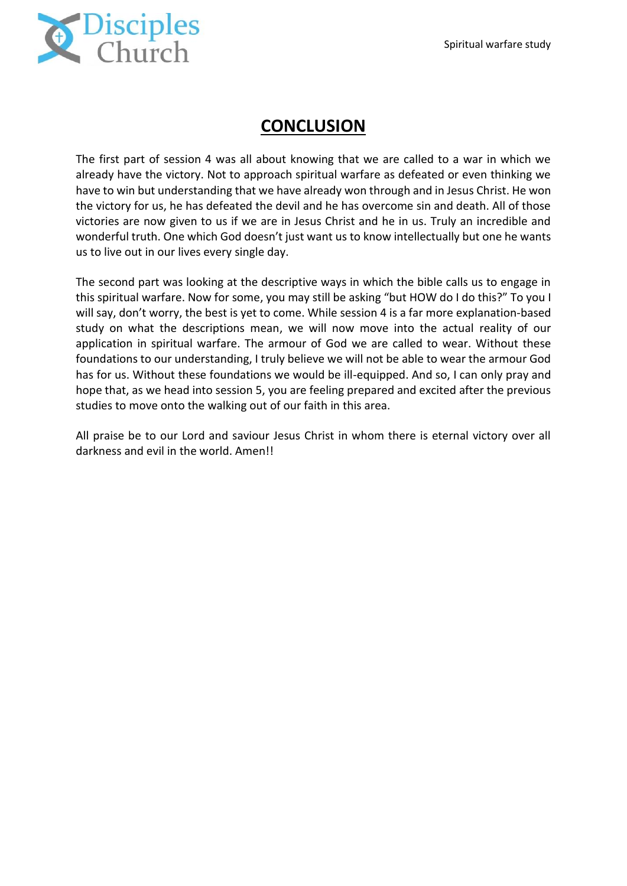# CONCLUSION

The first part of session 4 was all about knowing that we are called to a war in which we already have the victory. Not to approach spiritual warfare as defeated or even thinking we have to win but understanding that we have already won through and in Jesus Christ. He won the victory for us, he has defeated the devil and he has overcome sin and death. All of those victories are now given to us if we are in Jesus Christ and he in us. Truly an incredible and wonderful truth. One which God doesn't just want us to know intellectually but one he wants us to live out in our lives every single day.

The second part was looking at the descriptive ways in which the bible calls us to engage in this spiritual warfare. Now for some, you may still be asking "but HOW do I do this?" To you I will say, don't worry, the best is yet to come. While session 4 is a far more explanation-based study on what the descriptions mean, we will now move into the actual reality of our application in spiritual warfare. The armour of God we are called to wear. Without these foundations to our understanding, I truly believe we will not be able to wear the armour God has for us. Without these foundations we would be ill-equipped. And so, I can only pray and hope that, as we head into session 5, you are feeling prepared and excited after the previous studies to move onto the walking out of our faith in this area.

All praise be to our Lord and saviour Jesus Christ in whom there is eternal victory over all darkness and evil in the world. Amen!!